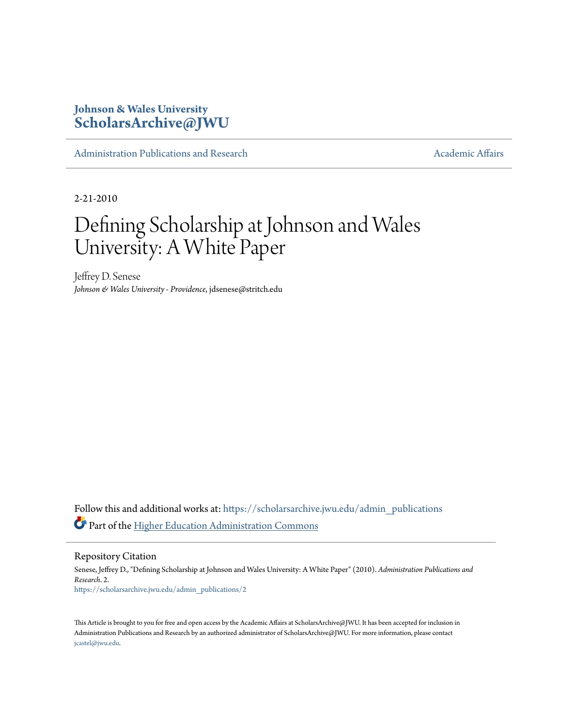Johnson & Wales University
**ScholarsArchive@JWU**

Administration Publications and Research | Academic Affairs

2-21-2010

# Defining Scholarship at Johnson and Wales University: A White Paper

Jeffrey D. Senese
*Johnson & Wales University - Providence*, jdsenese@stritch.edu

Follow this and additional works at: https://scholarsarchive.jwu.edu/admin_publications

Part of the Higher Education Administration Commons

## Repository Citation

Senese, Jeffrey D., "Defining Scholarship at Johnson and Wales University: A White Paper" (2010). *Administration Publications and Research*. 2.
https://scholarsarchive.jwu.edu/admin_publications/2

This Article is brought to you for free and open access by the Academic Affairs at ScholarsArchive@JWU. It has been accepted for inclusion in Administration Publications and Research by an authorized administrator of ScholarsArchive@JWU. For more information, please contact jcastel@jwu.edu.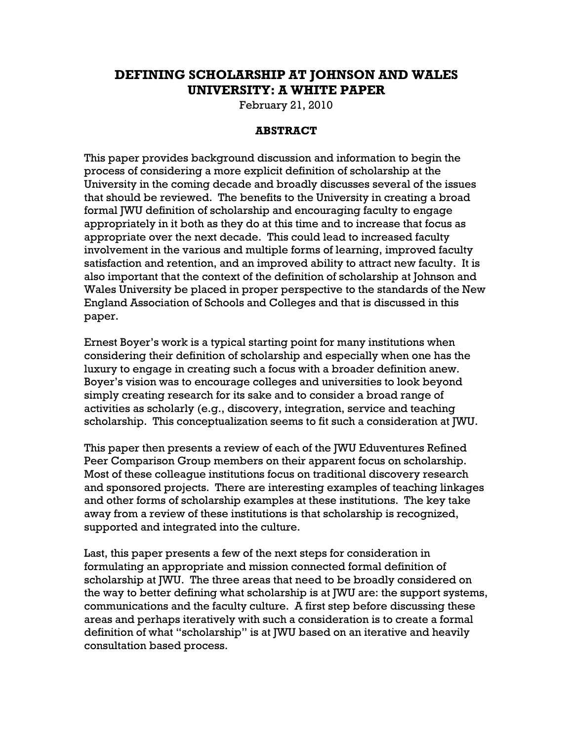# DEFINING SCHOLARSHIP AT JOHNSON AND WALES UNIVERSITY: A WHITE PAPER

February 21, 2010

## ABSTRACT

This paper provides background discussion and information to begin the process of considering a more explicit definition of scholarship at the University in the coming decade and broadly discusses several of the issues that should be reviewed. The benefits to the University in creating a broad formal JWU definition of scholarship and encouraging faculty to engage appropriately in it both as they do at this time and to increase that focus as appropriate over the next decade. This could lead to increased faculty involvement in the various and multiple forms of learning, improved faculty satisfaction and retention, and an improved ability to attract new faculty. It is also important that the context of the definition of scholarship at Johnson and Wales University be placed in proper perspective to the standards of the New England Association of Schools and Colleges and that is discussed in this paper.

Ernest Boyer's work is a typical starting point for many institutions when considering their definition of scholarship and especially when one has the luxury to engage in creating such a focus with a broader definition anew. Boyer's vision was to encourage colleges and universities to look beyond simply creating research for its sake and to consider a broad range of activities as scholarly (e.g., discovery, integration, service and teaching scholarship. This conceptualization seems to fit such a consideration at JWU.

This paper then presents a review of each of the JWU Eduventures Refined Peer Comparison Group members on their apparent focus on scholarship. Most of these colleague institutions focus on traditional discovery research and sponsored projects. There are interesting examples of teaching linkages and other forms of scholarship examples at these institutions. The key take away from a review of these institutions is that scholarship is recognized, supported and integrated into the culture.

Last, this paper presents a few of the next steps for consideration in formulating an appropriate and mission connected formal definition of scholarship at JWU. The three areas that need to be broadly considered on the way to better defining what scholarship is at JWU are: the support systems, communications and the faculty culture. A first step before discussing these areas and perhaps iteratively with such a consideration is to create a formal definition of what "scholarship" is at JWU based on an iterative and heavily consultation based process.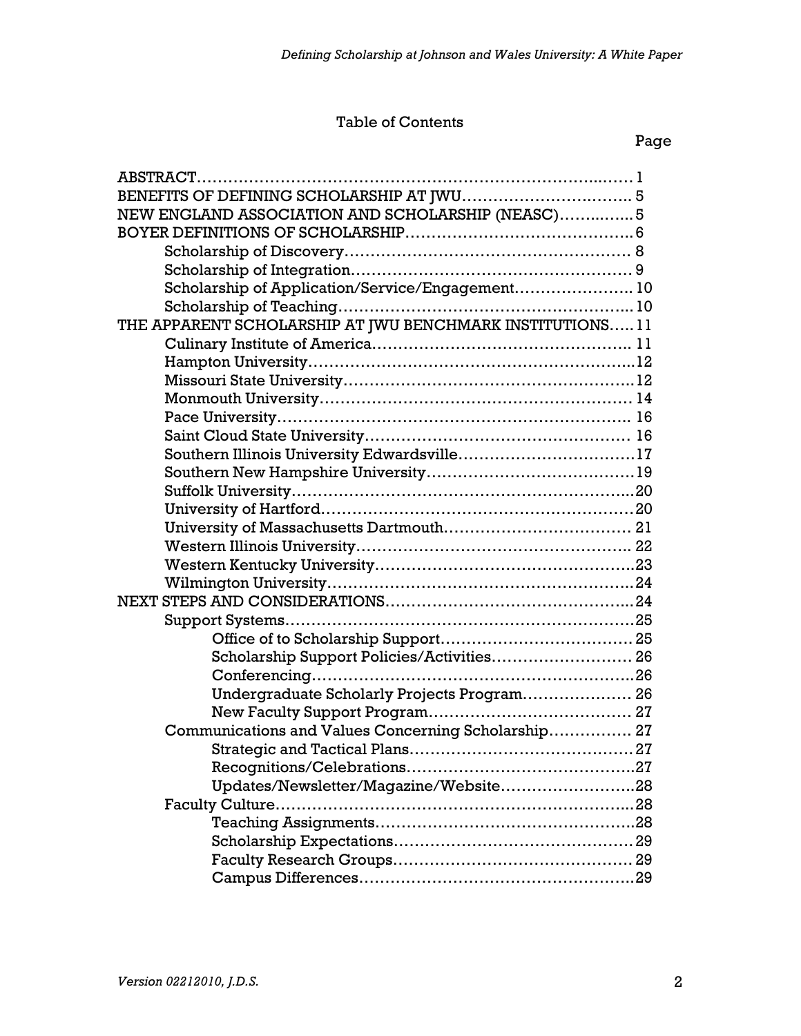# Table of Contents

| | Page |
|---|---|
| ABSTRACT | 1 |
| BENEFITS OF DEFINING SCHOLARSHIP AT JWU | 5 |
| NEW ENGLAND ASSOCIATION AND SCHOLARSHIP (NEASC) | 5 |
| BOYER DEFINITIONS OF SCHOLARSHIP | 6 |
| Scholarship of Discovery | 8 |
| Scholarship of Integration | 9 |
| Scholarship of Application/Service/Engagement | 10 |
| Scholarship of Teaching | 10 |
| THE APPARENT SCHOLARSHIP AT JWU BENCHMARK INSTITUTIONS | 11 |
| Culinary Institute of America | 11 |
| Hampton University | 12 |
| Missouri State University | 12 |
| Monmouth University | 14 |
| Pace University | 16 |
| Saint Cloud State University | 16 |
| Southern Illinois University Edwardsville | 17 |
| Southern New Hampshire University | 19 |
| Suffolk University | 20 |
| University of Hartford | 20 |
| University of Massachusetts Dartmouth | 21 |
| Western Illinois University | 22 |
| Western Kentucky University | 23 |
| Wilmington University | 24 |
| NEXT STEPS AND CONSIDERATIONS | 24 |
| Support Systems | 25 |
| Office of to Scholarship Support | 25 |
| Scholarship Support Policies/Activities | 26 |
| Conferencing | 26 |
| Undergraduate Scholarly Projects Program | 26 |
| New Faculty Support Program | 27 |
| Communications and Values Concerning Scholarship | 27 |
| Strategic and Tactical Plans | 27 |
| Recognitions/Celebrations | 27 |
| Updates/Newsletter/Magazine/Website | 28 |
| Faculty Culture | 28 |
| Teaching Assignments | 28 |
| Scholarship Expectations | 29 |
| Faculty Research Groups | 29 |
| Campus Differences | 29 |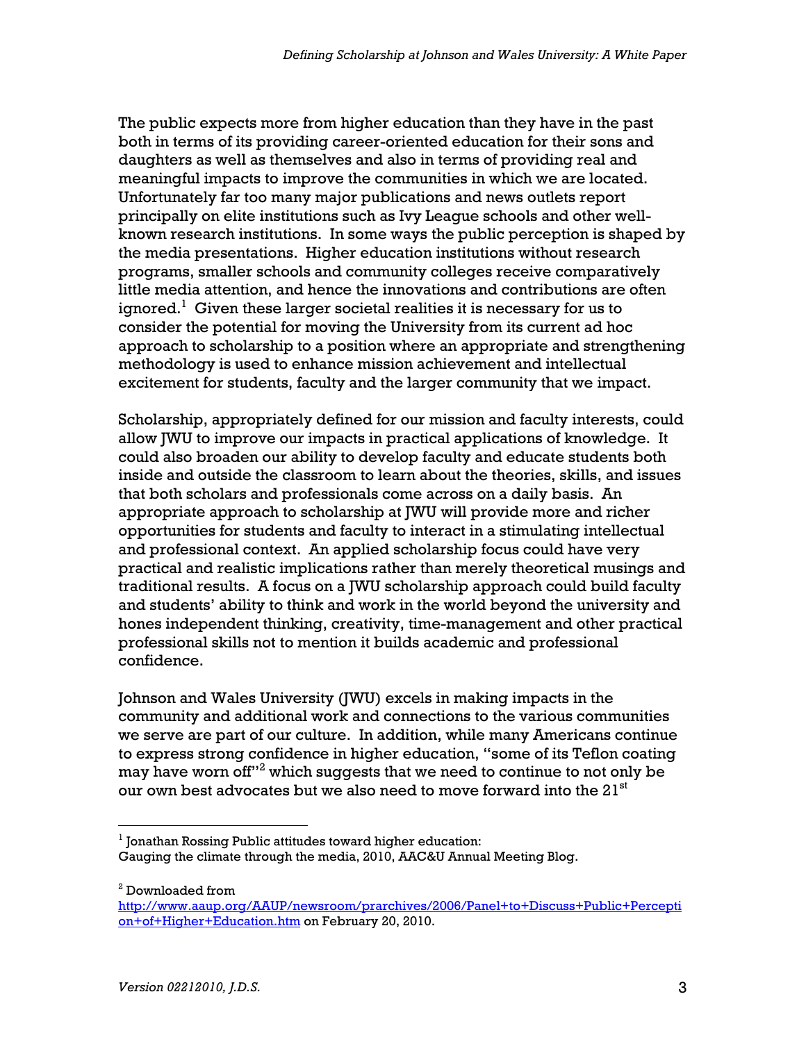The public expects more from higher education than they have in the past both in terms of its providing career-oriented education for their sons and daughters as well as themselves and also in terms of providing real and meaningful impacts to improve the communities in which we are located. Unfortunately far too many major publications and news outlets report principally on elite institutions such as Ivy League schools and other well-known research institutions. In some ways the public perception is shaped by the media presentations. Higher education institutions without research programs, smaller schools and community colleges receive comparatively little media attention, and hence the innovations and contributions are often ignored.[1] Given these larger societal realities it is necessary for us to consider the potential for moving the University from its current ad hoc approach to scholarship to a position where an appropriate and strengthening methodology is used to enhance mission achievement and intellectual excitement for students, faculty and the larger community that we impact.

Scholarship, appropriately defined for our mission and faculty interests, could allow JWU to improve our impacts in practical applications of knowledge. It could also broaden our ability to develop faculty and educate students both inside and outside the classroom to learn about the theories, skills, and issues that both scholars and professionals come across on a daily basis. An appropriate approach to scholarship at JWU will provide more and richer opportunities for students and faculty to interact in a stimulating intellectual and professional context. An applied scholarship focus could have very practical and realistic implications rather than merely theoretical musings and traditional results. A focus on a JWU scholarship approach could build faculty and students' ability to think and work in the world beyond the university and hones independent thinking, creativity, time-management and other practical professional skills not to mention it builds academic and professional confidence.

Johnson and Wales University (JWU) excels in making impacts in the community and additional work and connections to the various communities we serve are part of our culture. In addition, while many Americans continue to express strong confidence in higher education, "some of its Teflon coating may have worn off"[2] which suggests that we need to continue to not only be our own best advocates but we also need to move forward into the 21st

---

[1] Jonathan Rossing Public attitudes toward higher education: Gauging the climate through the media, 2010, AAC&U Annual Meeting Blog.

[2] Downloaded from http://www.aaup.org/AAUP/newsroom/prarchives/2006/Panel+to+Discuss+Public+Perception+of+Higher+Education.htm on February 20, 2010.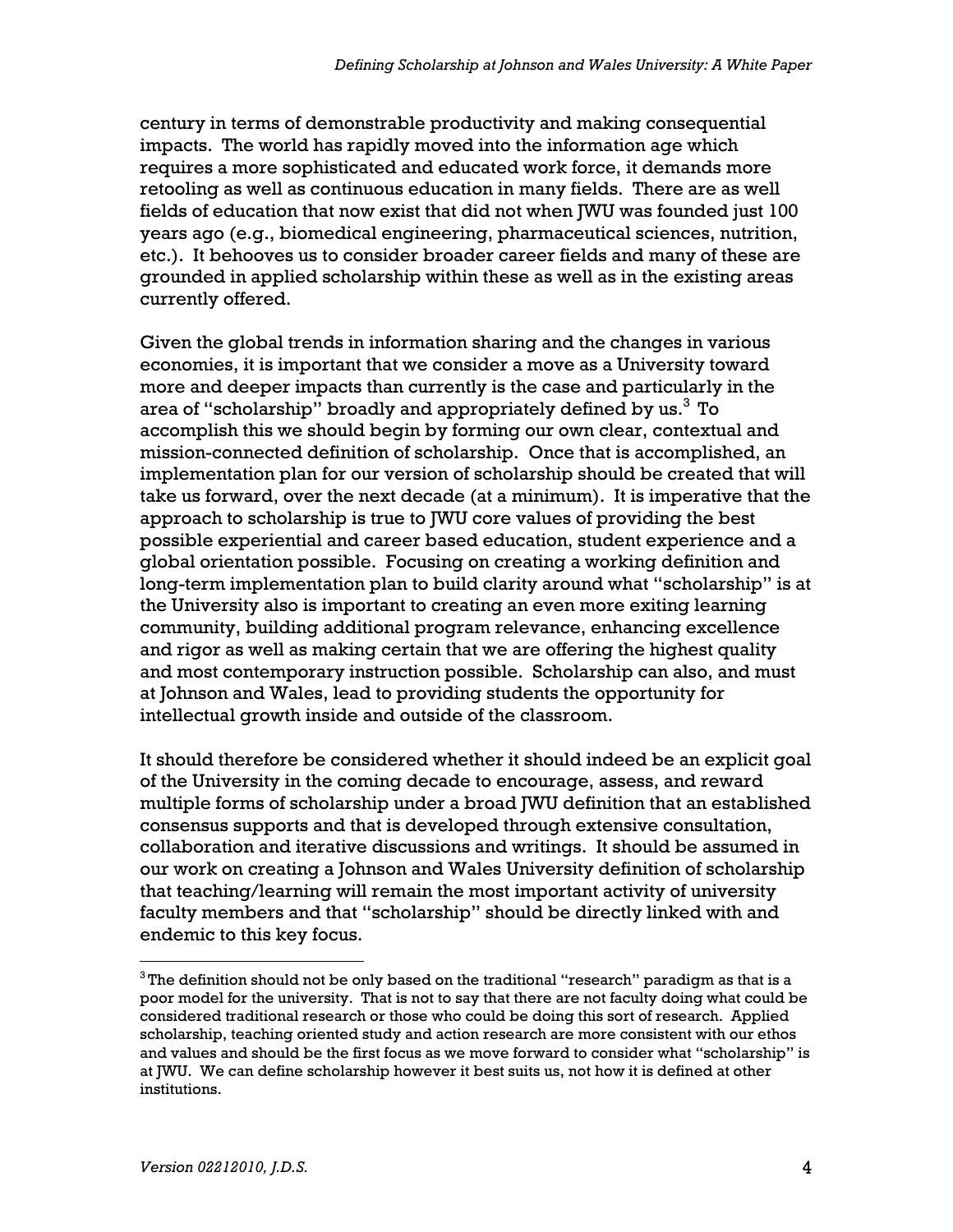century in terms of demonstrable productivity and making consequential impacts. The world has rapidly moved into the information age which requires a more sophisticated and educated work force, it demands more retooling as well as continuous education in many fields. There are as well fields of education that now exist that did not when JWU was founded just 100 years ago (e.g., biomedical engineering, pharmaceutical sciences, nutrition, etc.). It behooves us to consider broader career fields and many of these are grounded in applied scholarship within these as well as in the existing areas currently offered.

Given the global trends in information sharing and the changes in various economies, it is important that we consider a move as a University toward more and deeper impacts than currently is the case and particularly in the area of "scholarship" broadly and appropriately defined by us.[3] To accomplish this we should begin by forming our own clear, contextual and mission-connected definition of scholarship. Once that is accomplished, an implementation plan for our version of scholarship should be created that will take us forward, over the next decade (at a minimum). It is imperative that the approach to scholarship is true to JWU core values of providing the best possible experiential and career based education, student experience and a global orientation possible. Focusing on creating a working definition and long-term implementation plan to build clarity around what "scholarship" is at the University also is important to creating an even more exiting learning community, building additional program relevance, enhancing excellence and rigor as well as making certain that we are offering the highest quality and most contemporary instruction possible. Scholarship can also, and must at Johnson and Wales, lead to providing students the opportunity for intellectual growth inside and outside of the classroom.

It should therefore be considered whether it should indeed be an explicit goal of the University in the coming decade to encourage, assess, and reward multiple forms of scholarship under a broad JWU definition that an established consensus supports and that is developed through extensive consultation, collaboration and iterative discussions and writings. It should be assumed in our work on creating a Johnson and Wales University definition of scholarship that teaching/learning will remain the most important activity of university faculty members and that "scholarship" should be directly linked with and endemic to this key focus.

---

[3] The definition should not be only based on the traditional "research" paradigm as that is a poor model for the university. That is not to say that there are not faculty doing what could be considered traditional research or those who could be doing this sort of research. Applied scholarship, teaching oriented study and action research are more consistent with our ethos and values and should be the first focus as we move forward to consider what "scholarship" is at JWU. We can define scholarship however it best suits us, not how it is defined at other institutions.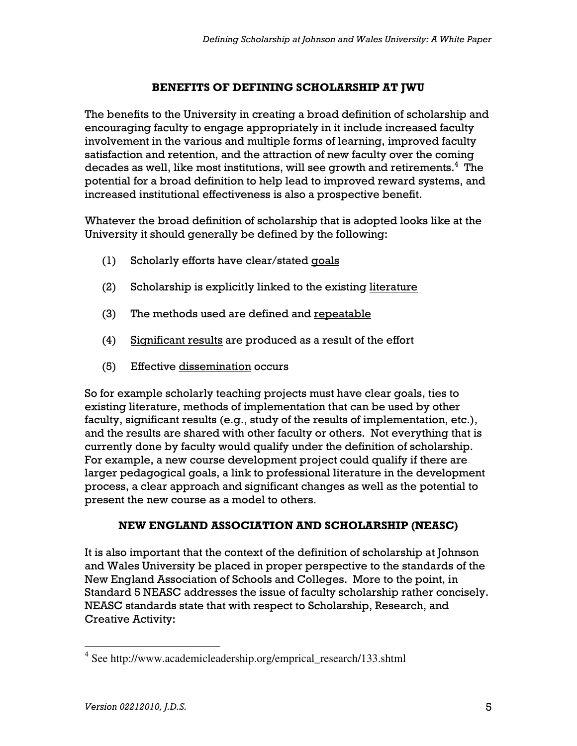## BENEFITS OF DEFINING SCHOLARSHIP AT JWU

The benefits to the University in creating a broad definition of scholarship and encouraging faculty to engage appropriately in it include increased faculty involvement in the various and multiple forms of learning, improved faculty satisfaction and retention, and the attraction of new faculty over the coming decades as well, like most institutions, will see growth and retirements.[4] The potential for a broad definition to help lead to improved reward systems, and increased institutional effectiveness is also a prospective benefit.

Whatever the broad definition of scholarship that is adopted looks like at the University it should generally be defined by the following:

(1) Scholarly efforts have clear/stated <u>goals</u>

(2) Scholarship is explicitly linked to the existing <u>literature</u>

(3) The methods used are defined and <u>repeatable</u>

(4) <u>Significant results</u> are produced as a result of the effort

(5) Effective <u>dissemination</u> occurs

So for example scholarly teaching projects must have clear goals, ties to existing literature, methods of implementation that can be used by other faculty, significant results (e.g., study of the results of implementation, etc.), and the results are shared with other faculty or others. Not everything that is currently done by faculty would qualify under the definition of scholarship. For example, a new course development project could qualify if there are larger pedagogical goals, a link to professional literature in the development process, a clear approach and significant changes as well as the potential to present the new course as a model to others.

## NEW ENGLAND ASSOCIATION AND SCHOLARSHIP (NEASC)

It is also important that the context of the definition of scholarship at Johnson and Wales University be placed in proper perspective to the standards of the New England Association of Schools and Colleges. More to the point, in Standard 5 NEASC addresses the issue of faculty scholarship rather concisely. NEASC standards state that with respect to Scholarship, Research, and Creative Activity:

---

[4] See http://www.academicleadership.org/emprical_research/133.shtml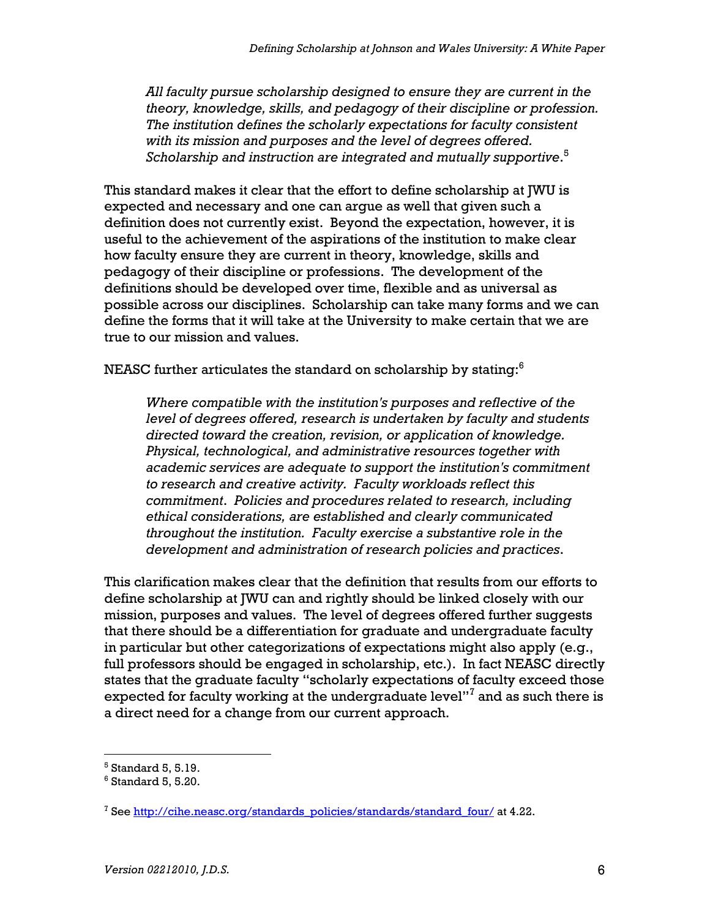> *All faculty pursue scholarship designed to ensure they are current in the theory, knowledge, skills, and pedagogy of their discipline or profession. The institution defines the scholarly expectations for faculty consistent with its mission and purposes and the level of degrees offered. Scholarship and instruction are integrated and mutually supportive*.[5]

This standard makes it clear that the effort to define scholarship at JWU is expected and necessary and one can argue as well that given such a definition does not currently exist. Beyond the expectation, however, it is useful to the achievement of the aspirations of the institution to make clear how faculty ensure they are current in theory, knowledge, skills and pedagogy of their discipline or professions. The development of the definitions should be developed over time, flexible and as universal as possible across our disciplines. Scholarship can take many forms and we can define the forms that it will take at the University to make certain that we are true to our mission and values.

NEASC further articulates the standard on scholarship by stating:[6]

> *Where compatible with the institution's purposes and reflective of the level of degrees offered, research is undertaken by faculty and students directed toward the creation, revision, or application of knowledge. Physical, technological, and administrative resources together with academic services are adequate to support the institution's commitment to research and creative activity. Faculty workloads reflect this commitment*. *Policies and procedures related to research, including ethical considerations, are established and clearly communicated throughout the institution. Faculty exercise a substantive role in the development and administration of research policies and practices*.

This clarification makes clear that the definition that results from our efforts to define scholarship at JWU can and rightly should be linked closely with our mission, purposes and values. The level of degrees offered further suggests that there should be a differentiation for graduate and undergraduate faculty in particular but other categorizations of expectations might also apply (e.g., full professors should be engaged in scholarship, etc.). In fact NEASC directly states that the graduate faculty "scholarly expectations of faculty exceed those expected for faculty working at the undergraduate level"[7] and as such there is a direct need for a change from our current approach.

---

[5] Standard 5, 5.19.

[6] Standard 5, 5.20.

[7] See http://cihe.neasc.org/standards_policies/standards/standard_four/ at 4.22.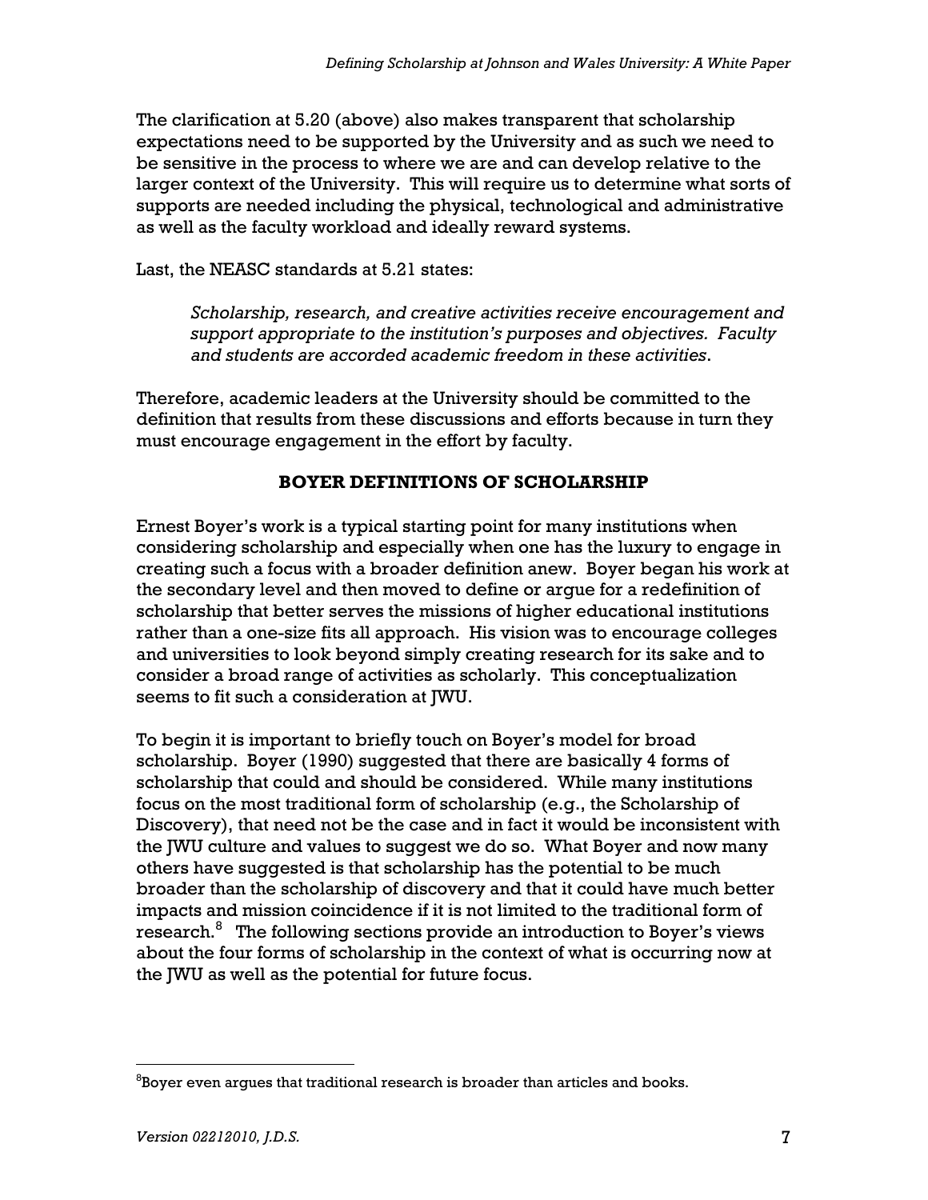The clarification at 5.20 (above) also makes transparent that scholarship expectations need to be supported by the University and as such we need to be sensitive in the process to where we are and can develop relative to the larger context of the University. This will require us to determine what sorts of supports are needed including the physical, technological and administrative as well as the faculty workload and ideally reward systems.

Last, the NEASC standards at 5.21 states:

> *Scholarship, research, and creative activities receive encouragement and support appropriate to the institution's purposes and objectives. Faculty and students are accorded academic freedom in these activities.*

Therefore, academic leaders at the University should be committed to the definition that results from these discussions and efforts because in turn they must encourage engagement in the effort by faculty.

## BOYER DEFINITIONS OF SCHOLARSHIP

Ernest Boyer's work is a typical starting point for many institutions when considering scholarship and especially when one has the luxury to engage in creating such a focus with a broader definition anew. Boyer began his work at the secondary level and then moved to define or argue for a redefinition of scholarship that better serves the missions of higher educational institutions rather than a one-size fits all approach. His vision was to encourage colleges and universities to look beyond simply creating research for its sake and to consider a broad range of activities as scholarly. This conceptualization seems to fit such a consideration at JWU.

To begin it is important to briefly touch on Boyer's model for broad scholarship. Boyer (1990) suggested that there are basically 4 forms of scholarship that could and should be considered. While many institutions focus on the most traditional form of scholarship (e.g., the Scholarship of Discovery), that need not be the case and in fact it would be inconsistent with the JWU culture and values to suggest we do so. What Boyer and now many others have suggested is that scholarship has the potential to be much broader than the scholarship of discovery and that it could have much better impacts and mission coincidence if it is not limited to the traditional form of research.[8] The following sections provide an introduction to Boyer's views about the four forms of scholarship in the context of what is occurring now at the JWU as well as the potential for future focus.

---

[8]Boyer even argues that traditional research is broader than articles and books.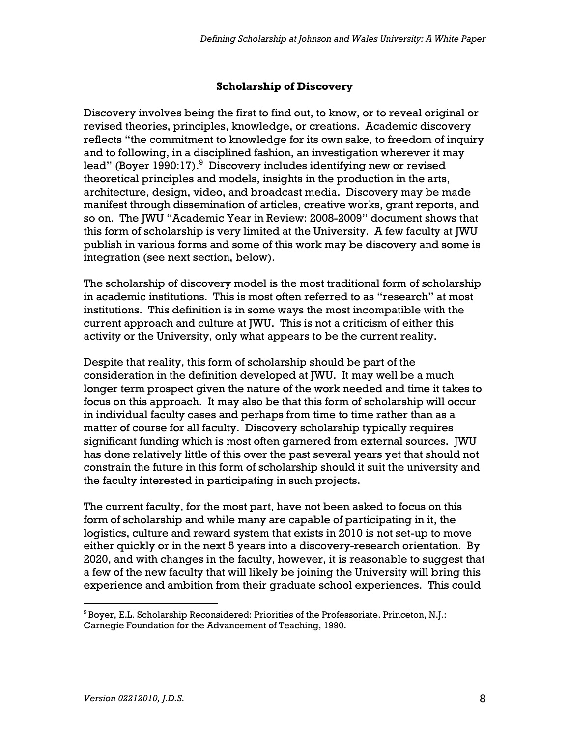### Scholarship of Discovery

Discovery involves being the first to find out, to know, or to reveal original or revised theories, principles, knowledge, or creations. Academic discovery reflects "the commitment to knowledge for its own sake, to freedom of inquiry and to following, in a disciplined fashion, an investigation wherever it may lead" (Boyer 1990:17).[9] Discovery includes identifying new or revised theoretical principles and models, insights in the production in the arts, architecture, design, video, and broadcast media. Discovery may be made manifest through dissemination of articles, creative works, grant reports, and so on. The JWU "Academic Year in Review: 2008-2009" document shows that this form of scholarship is very limited at the University. A few faculty at JWU publish in various forms and some of this work may be discovery and some is integration (see next section, below).

The scholarship of discovery model is the most traditional form of scholarship in academic institutions. This is most often referred to as "research" at most institutions. This definition is in some ways the most incompatible with the current approach and culture at JWU. This is not a criticism of either this activity or the University, only what appears to be the current reality.

Despite that reality, this form of scholarship should be part of the consideration in the definition developed at JWU. It may well be a much longer term prospect given the nature of the work needed and time it takes to focus on this approach. It may also be that this form of scholarship will occur in individual faculty cases and perhaps from time to time rather than as a matter of course for all faculty. Discovery scholarship typically requires significant funding which is most often garnered from external sources. JWU has done relatively little of this over the past several years yet that should not constrain the future in this form of scholarship should it suit the university and the faculty interested in participating in such projects.

The current faculty, for the most part, have not been asked to focus on this form of scholarship and while many are capable of participating in it, the logistics, culture and reward system that exists in 2010 is not set-up to move either quickly or in the next 5 years into a discovery-research orientation. By 2020, and with changes in the faculty, however, it is reasonable to suggest that a few of the new faculty that will likely be joining the University will bring this experience and ambition from their graduate school experiences. This could

---

[9] Boyer, E.L. Scholarship Reconsidered: Priorities of the Professoriate. Princeton, N.J.: Carnegie Foundation for the Advancement of Teaching, 1990.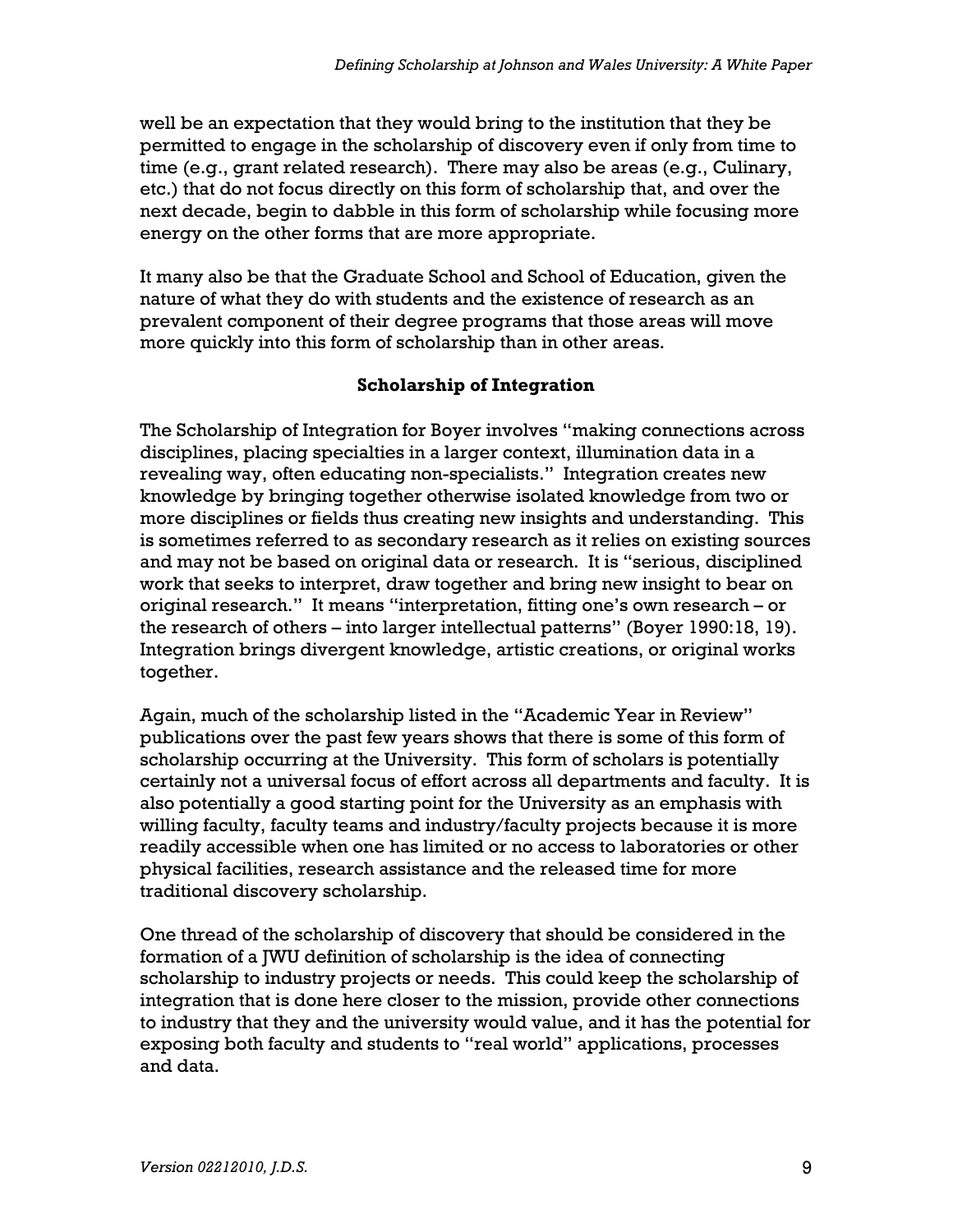well be an expectation that they would bring to the institution that they be permitted to engage in the scholarship of discovery even if only from time to time (e.g., grant related research). There may also be areas (e.g., Culinary, etc.) that do not focus directly on this form of scholarship that, and over the next decade, begin to dabble in this form of scholarship while focusing more energy on the other forms that are more appropriate.

It many also be that the Graduate School and School of Education, given the nature of what they do with students and the existence of research as an prevalent component of their degree programs that those areas will move more quickly into this form of scholarship than in other areas.

### Scholarship of Integration

The Scholarship of Integration for Boyer involves "making connections across disciplines, placing specialties in a larger context, illumination data in a revealing way, often educating non-specialists." Integration creates new knowledge by bringing together otherwise isolated knowledge from two or more disciplines or fields thus creating new insights and understanding. This is sometimes referred to as secondary research as it relies on existing sources and may not be based on original data or research. It is "serious, disciplined work that seeks to interpret, draw together and bring new insight to bear on original research." It means "interpretation, fitting one's own research – or the research of others – into larger intellectual patterns" (Boyer 1990:18, 19). Integration brings divergent knowledge, artistic creations, or original works together.

Again, much of the scholarship listed in the "Academic Year in Review" publications over the past few years shows that there is some of this form of scholarship occurring at the University. This form of scholars is potentially certainly not a universal focus of effort across all departments and faculty. It is also potentially a good starting point for the University as an emphasis with willing faculty, faculty teams and industry/faculty projects because it is more readily accessible when one has limited or no access to laboratories or other physical facilities, research assistance and the released time for more traditional discovery scholarship.

One thread of the scholarship of discovery that should be considered in the formation of a JWU definition of scholarship is the idea of connecting scholarship to industry projects or needs. This could keep the scholarship of integration that is done here closer to the mission, provide other connections to industry that they and the university would value, and it has the potential for exposing both faculty and students to "real world" applications, processes and data.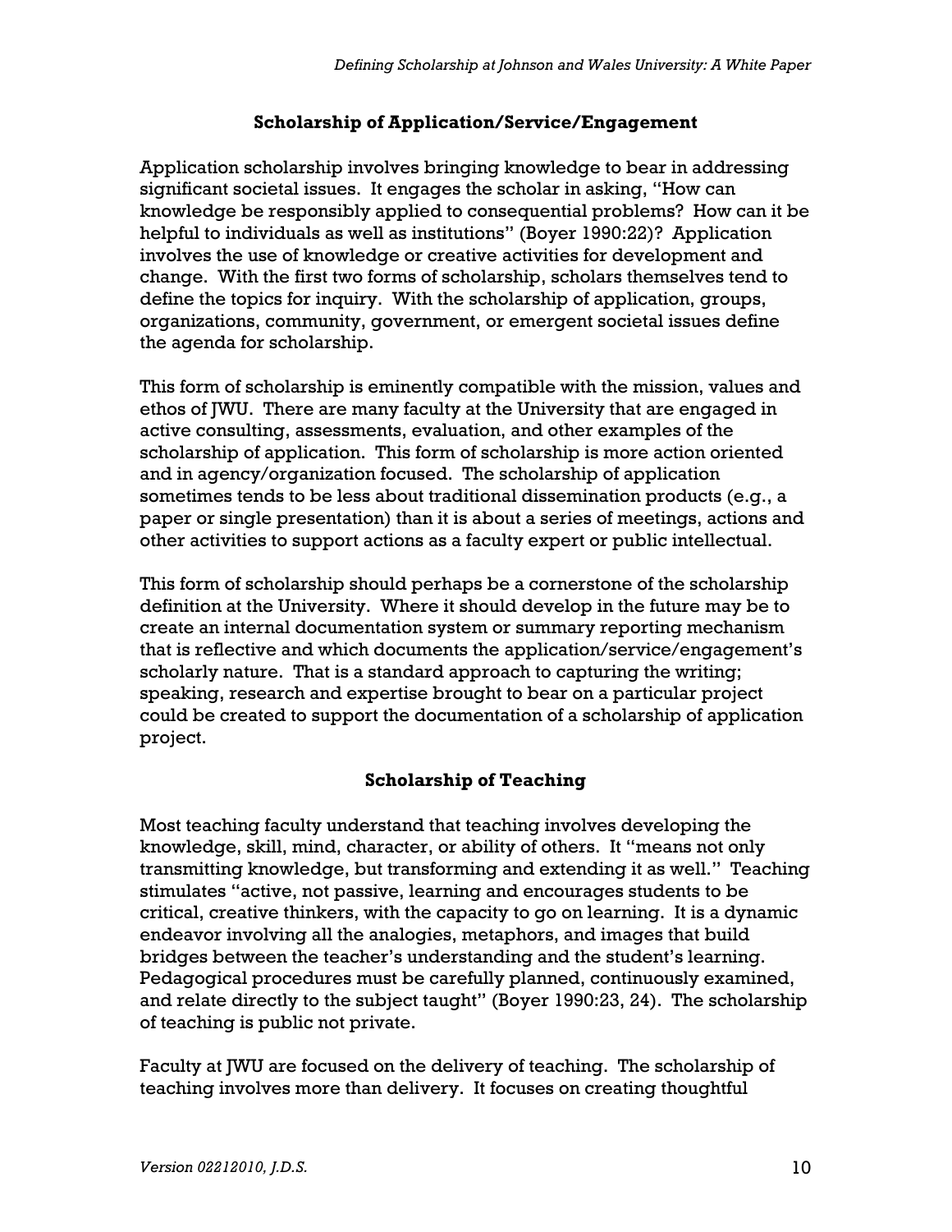## Scholarship of Application/Service/Engagement

Application scholarship involves bringing knowledge to bear in addressing significant societal issues. It engages the scholar in asking, "How can knowledge be responsibly applied to consequential problems? How can it be helpful to individuals as well as institutions" (Boyer 1990:22)? Application involves the use of knowledge or creative activities for development and change. With the first two forms of scholarship, scholars themselves tend to define the topics for inquiry. With the scholarship of application, groups, organizations, community, government, or emergent societal issues define the agenda for scholarship.

This form of scholarship is eminently compatible with the mission, values and ethos of JWU. There are many faculty at the University that are engaged in active consulting, assessments, evaluation, and other examples of the scholarship of application. This form of scholarship is more action oriented and in agency/organization focused. The scholarship of application sometimes tends to be less about traditional dissemination products (e.g., a paper or single presentation) than it is about a series of meetings, actions and other activities to support actions as a faculty expert or public intellectual.

This form of scholarship should perhaps be a cornerstone of the scholarship definition at the University. Where it should develop in the future may be to create an internal documentation system or summary reporting mechanism that is reflective and which documents the application/service/engagement's scholarly nature. That is a standard approach to capturing the writing; speaking, research and expertise brought to bear on a particular project could be created to support the documentation of a scholarship of application project.

## Scholarship of Teaching

Most teaching faculty understand that teaching involves developing the knowledge, skill, mind, character, or ability of others. It "means not only transmitting knowledge, but transforming and extending it as well." Teaching stimulates "active, not passive, learning and encourages students to be critical, creative thinkers, with the capacity to go on learning. It is a dynamic endeavor involving all the analogies, metaphors, and images that build bridges between the teacher's understanding and the student's learning. Pedagogical procedures must be carefully planned, continuously examined, and relate directly to the subject taught" (Boyer 1990:23, 24). The scholarship of teaching is public not private.

Faculty at JWU are focused on the delivery of teaching. The scholarship of teaching involves more than delivery. It focuses on creating thoughtful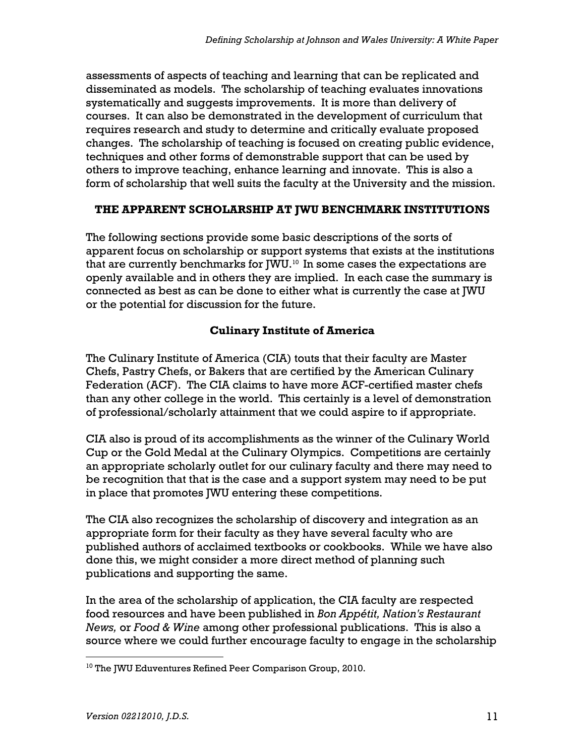assessments of aspects of teaching and learning that can be replicated and disseminated as models. The scholarship of teaching evaluates innovations systematically and suggests improvements. It is more than delivery of courses. It can also be demonstrated in the development of curriculum that requires research and study to determine and critically evaluate proposed changes. The scholarship of teaching is focused on creating public evidence, techniques and other forms of demonstrable support that can be used by others to improve teaching, enhance learning and innovate. This is also a form of scholarship that well suits the faculty at the University and the mission.

## THE APPARENT SCHOLARSHIP AT JWU BENCHMARK INSTITUTIONS

The following sections provide some basic descriptions of the sorts of apparent focus on scholarship or support systems that exists at the institutions that are currently benchmarks for JWU.[10] In some cases the expectations are openly available and in others they are implied. In each case the summary is connected as best as can be done to either what is currently the case at JWU or the potential for discussion for the future.

### Culinary Institute of America

The Culinary Institute of America (CIA) touts that their faculty are Master Chefs, Pastry Chefs, or Bakers that are certified by the American Culinary Federation (ACF). The CIA claims to have more ACF-certified master chefs than any other college in the world. This certainly is a level of demonstration of professional/scholarly attainment that we could aspire to if appropriate.

CIA also is proud of its accomplishments as the winner of the Culinary World Cup or the Gold Medal at the Culinary Olympics. Competitions are certainly an appropriate scholarly outlet for our culinary faculty and there may need to be recognition that that is the case and a support system may need to be put in place that promotes JWU entering these competitions.

The CIA also recognizes the scholarship of discovery and integration as an appropriate form for their faculty as they have several faculty who are published authors of acclaimed textbooks or cookbooks. While we have also done this, we might consider a more direct method of planning such publications and supporting the same.

In the area of the scholarship of application, the CIA faculty are respected food resources and have been published in *Bon Appétit, Nation's Restaurant News,* or *Food & Wine* among other professional publications. This is also a source where we could further encourage faculty to engage in the scholarship

[10] The JWU Eduventures Refined Peer Comparison Group, 2010.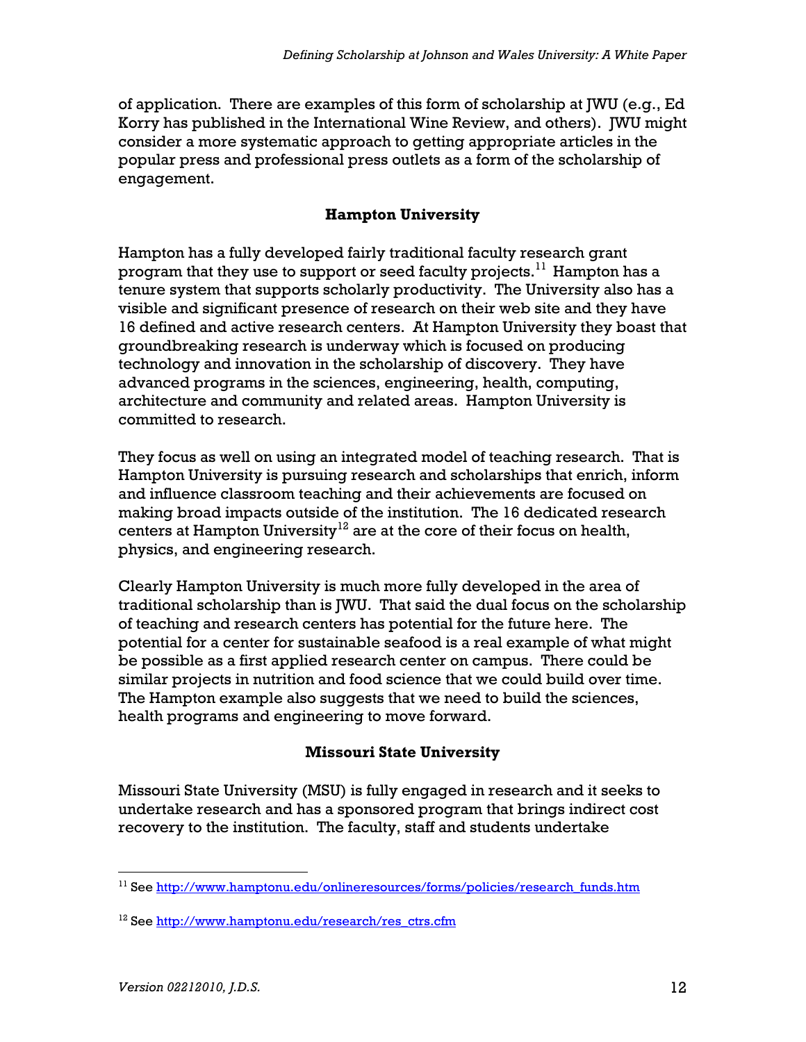of application. There are examples of this form of scholarship at JWU (e.g., Ed Korry has published in the International Wine Review, and others). JWU might consider a more systematic approach to getting appropriate articles in the popular press and professional press outlets as a form of the scholarship of engagement.

### Hampton University

Hampton has a fully developed fairly traditional faculty research grant program that they use to support or seed faculty projects.[11] Hampton has a tenure system that supports scholarly productivity. The University also has a visible and significant presence of research on their web site and they have 16 defined and active research centers. At Hampton University they boast that groundbreaking research is underway which is focused on producing technology and innovation in the scholarship of discovery. They have advanced programs in the sciences, engineering, health, computing, architecture and community and related areas. Hampton University is committed to research.

They focus as well on using an integrated model of teaching research. That is Hampton University is pursuing research and scholarships that enrich, inform and influence classroom teaching and their achievements are focused on making broad impacts outside of the institution. The 16 dedicated research centers at Hampton University[12] are at the core of their focus on health, physics, and engineering research.

Clearly Hampton University is much more fully developed in the area of traditional scholarship than is JWU. That said the dual focus on the scholarship of teaching and research centers has potential for the future here. The potential for a center for sustainable seafood is a real example of what might be possible as a first applied research center on campus. There could be similar projects in nutrition and food science that we could build over time. The Hampton example also suggests that we need to build the sciences, health programs and engineering to move forward.

### Missouri State University

Missouri State University (MSU) is fully engaged in research and it seeks to undertake research and has a sponsored program that brings indirect cost recovery to the institution. The faculty, staff and students undertake

---

[11] See http://www.hamptonu.edu/onlineresources/forms/policies/research_funds.htm

[12] See http://www.hamptonu.edu/research/res_ctrs.cfm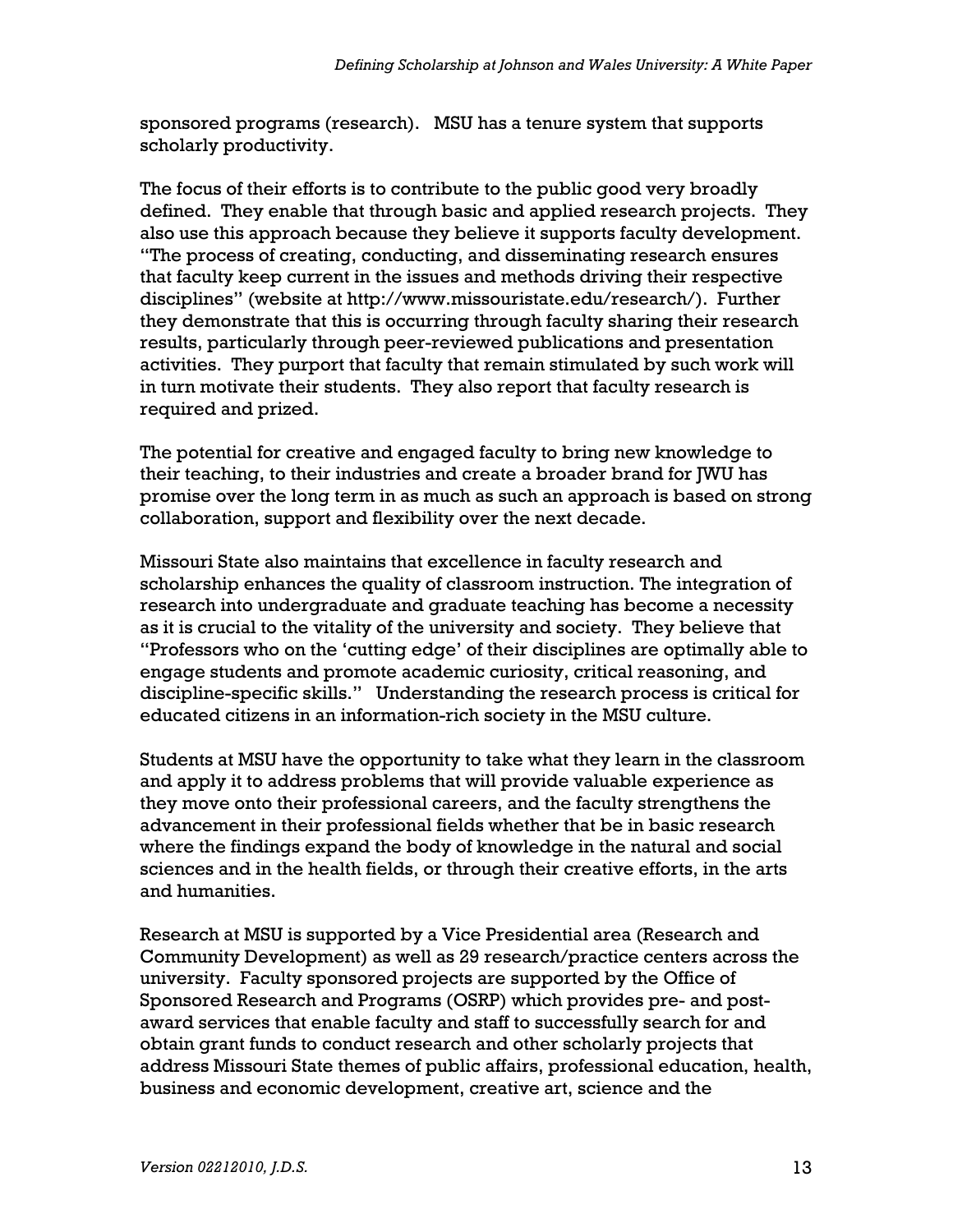sponsored programs (research). MSU has a tenure system that supports scholarly productivity.

The focus of their efforts is to contribute to the public good very broadly defined. They enable that through basic and applied research projects. They also use this approach because they believe it supports faculty development. "The process of creating, conducting, and disseminating research ensures that faculty keep current in the issues and methods driving their respective disciplines" (website at http://www.missouristate.edu/research/). Further they demonstrate that this is occurring through faculty sharing their research results, particularly through peer-reviewed publications and presentation activities. They purport that faculty that remain stimulated by such work will in turn motivate their students. They also report that faculty research is required and prized.

The potential for creative and engaged faculty to bring new knowledge to their teaching, to their industries and create a broader brand for JWU has promise over the long term in as much as such an approach is based on strong collaboration, support and flexibility over the next decade.

Missouri State also maintains that excellence in faculty research and scholarship enhances the quality of classroom instruction. The integration of research into undergraduate and graduate teaching has become a necessity as it is crucial to the vitality of the university and society. They believe that "Professors who on the 'cutting edge' of their disciplines are optimally able to engage students and promote academic curiosity, critical reasoning, and discipline-specific skills." Understanding the research process is critical for educated citizens in an information-rich society in the MSU culture.

Students at MSU have the opportunity to take what they learn in the classroom and apply it to address problems that will provide valuable experience as they move onto their professional careers, and the faculty strengthens the advancement in their professional fields whether that be in basic research where the findings expand the body of knowledge in the natural and social sciences and in the health fields, or through their creative efforts, in the arts and humanities.

Research at MSU is supported by a Vice Presidential area (Research and Community Development) as well as 29 research/practice centers across the university. Faculty sponsored projects are supported by the Office of Sponsored Research and Programs (OSRP) which provides pre- and post-award services that enable faculty and staff to successfully search for and obtain grant funds to conduct research and other scholarly projects that address Missouri State themes of public affairs, professional education, health, business and economic development, creative art, science and the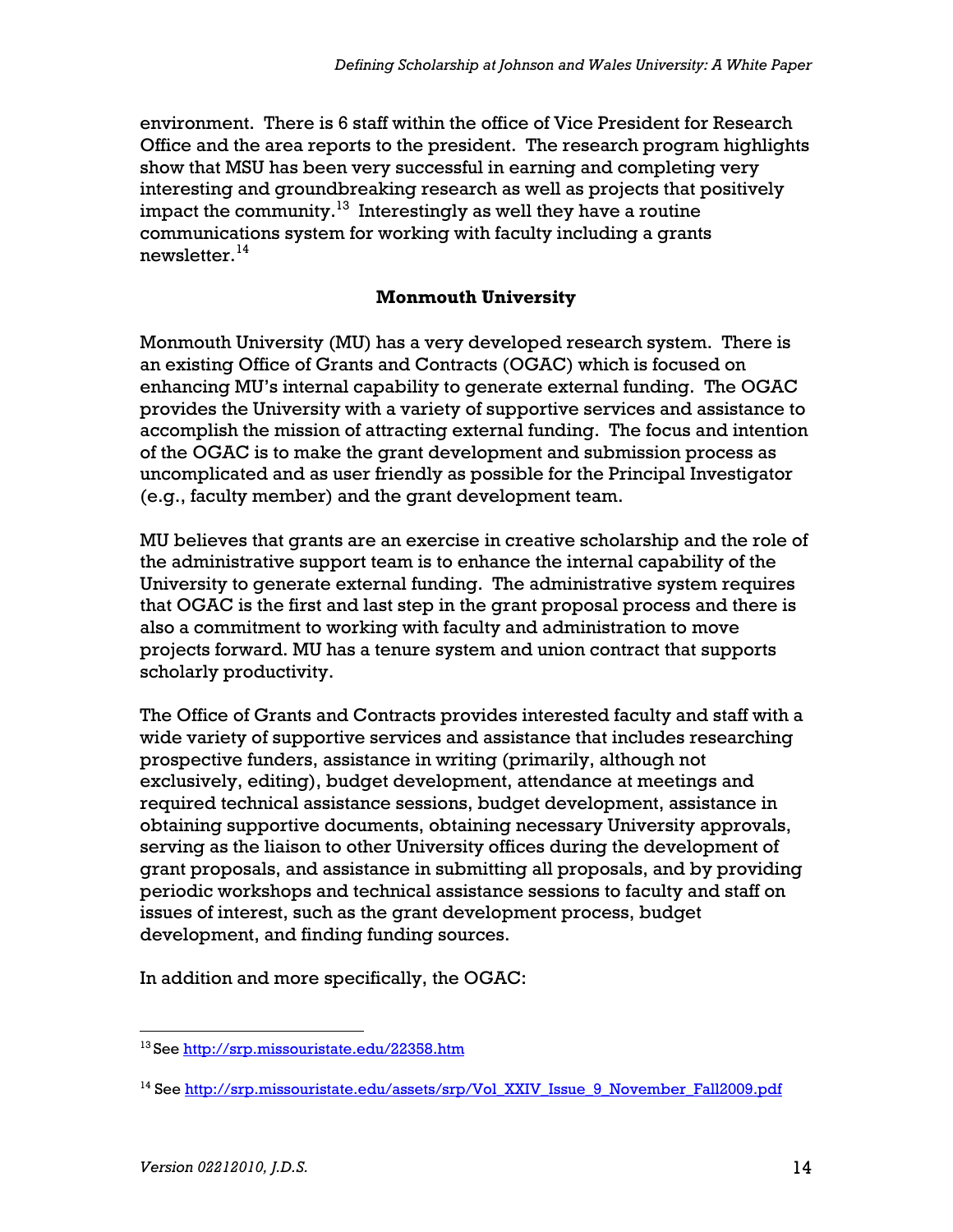environment. There is 6 staff within the office of Vice President for Research Office and the area reports to the president. The research program highlights show that MSU has been very successful in earning and completing very interesting and groundbreaking research as well as projects that positively impact the community.[13] Interestingly as well they have a routine communications system for working with faculty including a grants newsletter.[14]

### Monmouth University

Monmouth University (MU) has a very developed research system. There is an existing Office of Grants and Contracts (OGAC) which is focused on enhancing MU's internal capability to generate external funding. The OGAC provides the University with a variety of supportive services and assistance to accomplish the mission of attracting external funding. The focus and intention of the OGAC is to make the grant development and submission process as uncomplicated and as user friendly as possible for the Principal Investigator (e.g., faculty member) and the grant development team.

MU believes that grants are an exercise in creative scholarship and the role of the administrative support team is to enhance the internal capability of the University to generate external funding. The administrative system requires that OGAC is the first and last step in the grant proposal process and there is also a commitment to working with faculty and administration to move projects forward. MU has a tenure system and union contract that supports scholarly productivity.

The Office of Grants and Contracts provides interested faculty and staff with a wide variety of supportive services and assistance that includes researching prospective funders, assistance in writing (primarily, although not exclusively, editing), budget development, attendance at meetings and required technical assistance sessions, budget development, assistance in obtaining supportive documents, obtaining necessary University approvals, serving as the liaison to other University offices during the development of grant proposals, and assistance in submitting all proposals, and by providing periodic workshops and technical assistance sessions to faculty and staff on issues of interest, such as the grant development process, budget development, and finding funding sources.

In addition and more specifically, the OGAC:

---

[13] See http://srp.missouristate.edu/22358.htm

[14] See http://srp.missouristate.edu/assets/srp/Vol_XXIV_Issue_9_November_Fall2009.pdf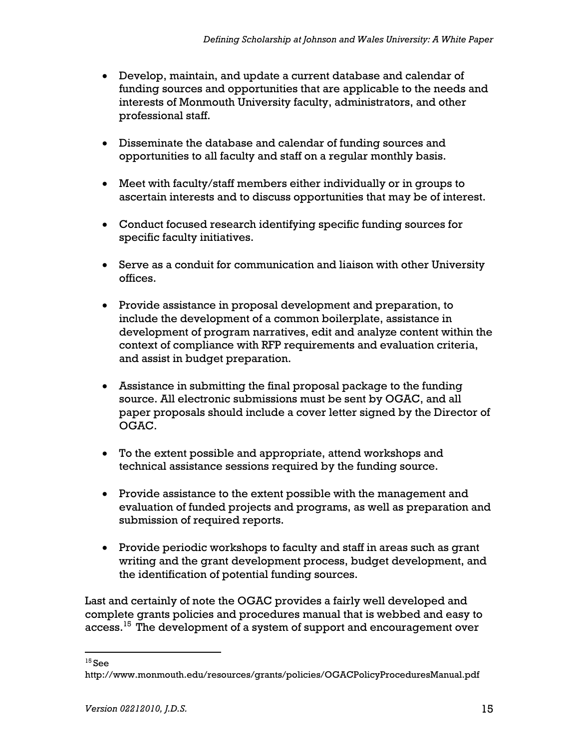- Develop, maintain, and update a current database and calendar of funding sources and opportunities that are applicable to the needs and interests of Monmouth University faculty, administrators, and other professional staff.

- Disseminate the database and calendar of funding sources and opportunities to all faculty and staff on a regular monthly basis.

- Meet with faculty/staff members either individually or in groups to ascertain interests and to discuss opportunities that may be of interest.

- Conduct focused research identifying specific funding sources for specific faculty initiatives.

- Serve as a conduit for communication and liaison with other University offices.

- Provide assistance in proposal development and preparation, to include the development of a common boilerplate, assistance in development of program narratives, edit and analyze content within the context of compliance with RFP requirements and evaluation criteria, and assist in budget preparation.

- Assistance in submitting the final proposal package to the funding source. All electronic submissions must be sent by OGAC, and all paper proposals should include a cover letter signed by the Director of OGAC.

- To the extent possible and appropriate, attend workshops and technical assistance sessions required by the funding source.

- Provide assistance to the extent possible with the management and evaluation of funded projects and programs, as well as preparation and submission of required reports.

- Provide periodic workshops to faculty and staff in areas such as grant writing and the grant development process, budget development, and the identification of potential funding sources.

Last and certainly of note the OGAC provides a fairly well developed and complete grants policies and procedures manual that is webbed and easy to access.[15] The development of a system of support and encouragement over

[15] See http://www.monmouth.edu/resources/grants/policies/OGACPolicyProceduresManual.pdf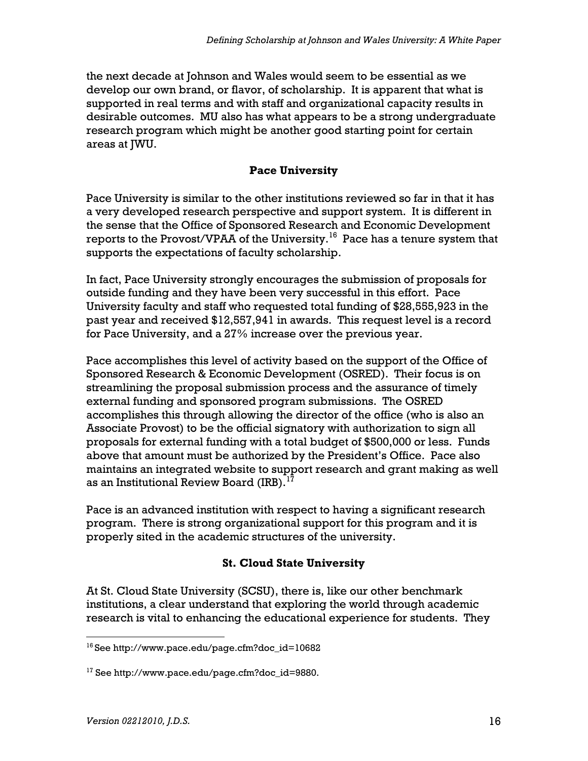the next decade at Johnson and Wales would seem to be essential as we develop our own brand, or flavor, of scholarship. It is apparent that what is supported in real terms and with staff and organizational capacity results in desirable outcomes. MU also has what appears to be a strong undergraduate research program which might be another good starting point for certain areas at JWU.

## Pace University

Pace University is similar to the other institutions reviewed so far in that it has a very developed research perspective and support system. It is different in the sense that the Office of Sponsored Research and Economic Development reports to the Provost/VPAA of the University.[16] Pace has a tenure system that supports the expectations of faculty scholarship.

In fact, Pace University strongly encourages the submission of proposals for outside funding and they have been very successful in this effort. Pace University faculty and staff who requested total funding of $28,555,923 in the past year and received $12,557,941 in awards. This request level is a record for Pace University, and a 27% increase over the previous year.

Pace accomplishes this level of activity based on the support of the Office of Sponsored Research & Economic Development (OSRED). Their focus is on streamlining the proposal submission process and the assurance of timely external funding and sponsored program submissions. The OSRED accomplishes this through allowing the director of the office (who is also an Associate Provost) to be the official signatory with authorization to sign all proposals for external funding with a total budget of $500,000 or less. Funds above that amount must be authorized by the President's Office. Pace also maintains an integrated website to support research and grant making as well as an Institutional Review Board (IRB).[17]

Pace is an advanced institution with respect to having a significant research program. There is strong organizational support for this program and it is properly sited in the academic structures of the university.

## St. Cloud State University

At St. Cloud State University (SCSU), there is, like our other benchmark institutions, a clear understand that exploring the world through academic research is vital to enhancing the educational experience for students. They

---

[16] See http://www.pace.edu/page.cfm?doc_id=10682

[17] See http://www.pace.edu/page.cfm?doc_id=9880.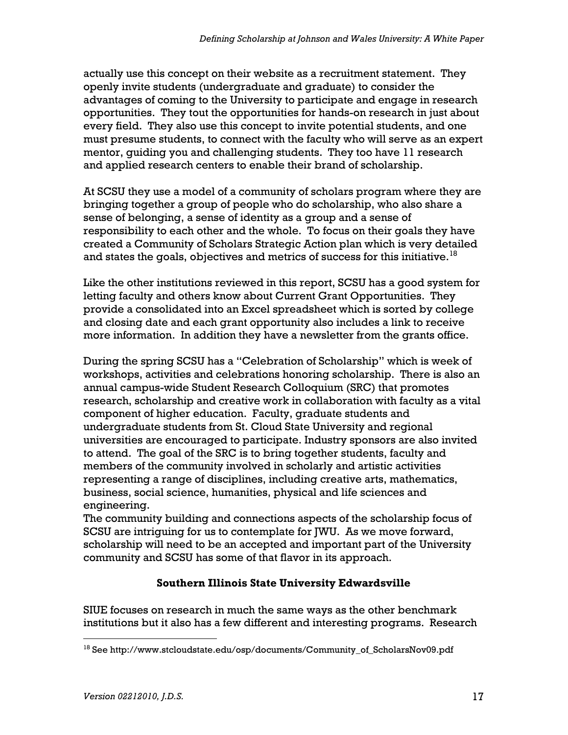actually use this concept on their website as a recruitment statement. They openly invite students (undergraduate and graduate) to consider the advantages of coming to the University to participate and engage in research opportunities. They tout the opportunities for hands-on research in just about every field. They also use this concept to invite potential students, and one must presume students, to connect with the faculty who will serve as an expert mentor, guiding you and challenging students. They too have 11 research and applied research centers to enable their brand of scholarship.

At SCSU they use a model of a community of scholars program where they are bringing together a group of people who do scholarship, who also share a sense of belonging, a sense of identity as a group and a sense of responsibility to each other and the whole. To focus on their goals they have created a Community of Scholars Strategic Action plan which is very detailed and states the goals, objectives and metrics of success for this initiative.[18]

Like the other institutions reviewed in this report, SCSU has a good system for letting faculty and others know about Current Grant Opportunities. They provide a consolidated into an Excel spreadsheet which is sorted by college and closing date and each grant opportunity also includes a link to receive more information. In addition they have a newsletter from the grants office.

During the spring SCSU has a "Celebration of Scholarship" which is week of workshops, activities and celebrations honoring scholarship. There is also an annual campus-wide Student Research Colloquium (SRC) that promotes research, scholarship and creative work in collaboration with faculty as a vital component of higher education. Faculty, graduate students and undergraduate students from St. Cloud State University and regional universities are encouraged to participate. Industry sponsors are also invited to attend. The goal of the SRC is to bring together students, faculty and members of the community involved in scholarly and artistic activities representing a range of disciplines, including creative arts, mathematics, business, social science, humanities, physical and life sciences and engineering.

The community building and connections aspects of the scholarship focus of SCSU are intriguing for us to contemplate for JWU. As we move forward, scholarship will need to be an accepted and important part of the University community and SCSU has some of that flavor in its approach.

### Southern Illinois State University Edwardsville

SIUE focuses on research in much the same ways as the other benchmark institutions but it also has a few different and interesting programs. Research

---

[18] See http://www.stcloudstate.edu/osp/documents/Community_of_ScholarsNov09.pdf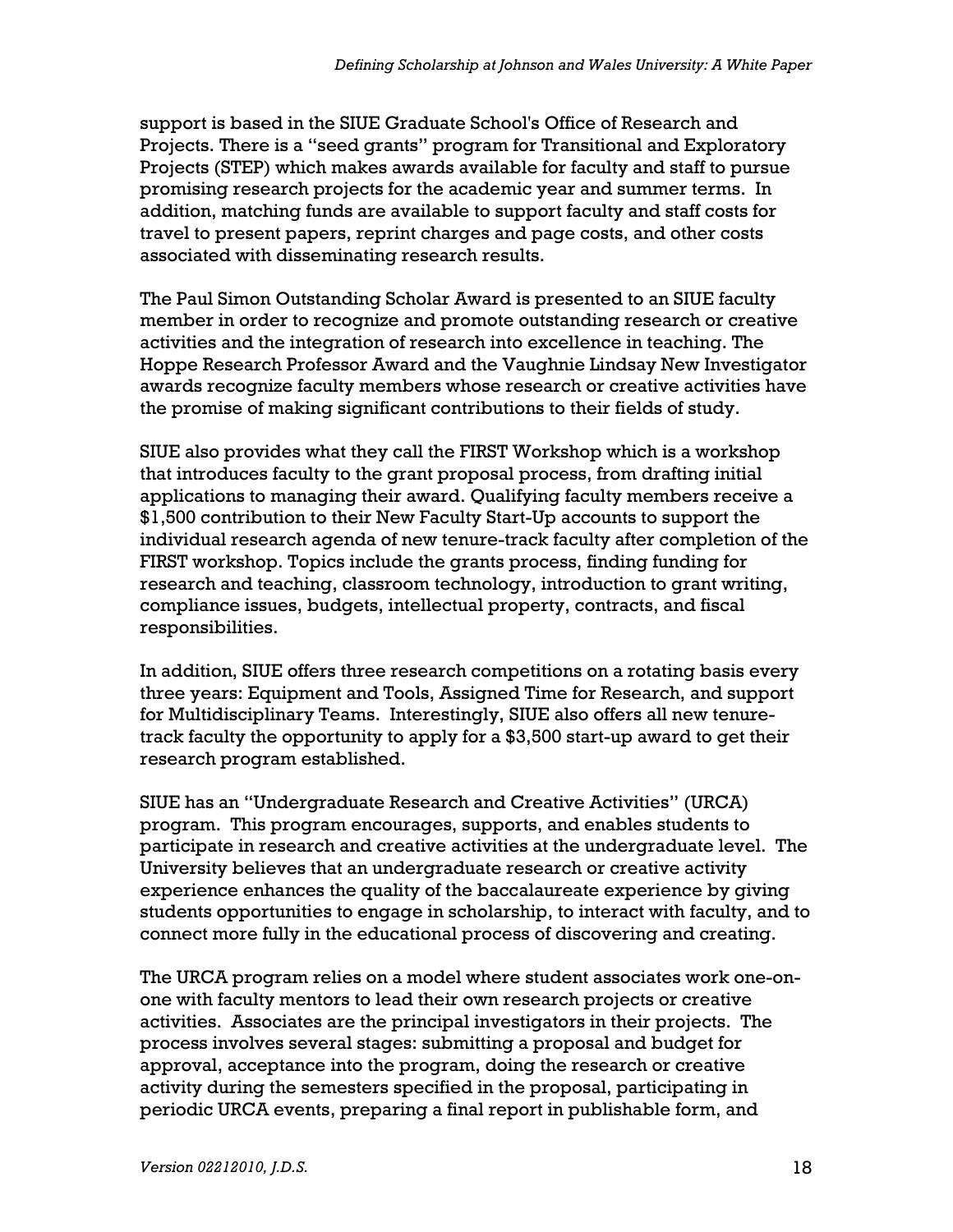support is based in the SIUE Graduate School's Office of Research and Projects. There is a "seed grants" program for Transitional and Exploratory Projects (STEP) which makes awards available for faculty and staff to pursue promising research projects for the academic year and summer terms. In addition, matching funds are available to support faculty and staff costs for travel to present papers, reprint charges and page costs, and other costs associated with disseminating research results.

The Paul Simon Outstanding Scholar Award is presented to an SIUE faculty member in order to recognize and promote outstanding research or creative activities and the integration of research into excellence in teaching. The Hoppe Research Professor Award and the Vaughnie Lindsay New Investigator awards recognize faculty members whose research or creative activities have the promise of making significant contributions to their fields of study.

SIUE also provides what they call the FIRST Workshop which is a workshop that introduces faculty to the grant proposal process, from drafting initial applications to managing their award. Qualifying faculty members receive a $1,500 contribution to their New Faculty Start-Up accounts to support the individual research agenda of new tenure-track faculty after completion of the FIRST workshop. Topics include the grants process, finding funding for research and teaching, classroom technology, introduction to grant writing, compliance issues, budgets, intellectual property, contracts, and fiscal responsibilities.

In addition, SIUE offers three research competitions on a rotating basis every three years: Equipment and Tools, Assigned Time for Research, and support for Multidisciplinary Teams. Interestingly, SIUE also offers all new tenure-track faculty the opportunity to apply for a $3,500 start-up award to get their research program established.

SIUE has an "Undergraduate Research and Creative Activities" (URCA) program. This program encourages, supports, and enables students to participate in research and creative activities at the undergraduate level. The University believes that an undergraduate research or creative activity experience enhances the quality of the baccalaureate experience by giving students opportunities to engage in scholarship, to interact with faculty, and to connect more fully in the educational process of discovering and creating.

The URCA program relies on a model where student associates work one-on-one with faculty mentors to lead their own research projects or creative activities. Associates are the principal investigators in their projects. The process involves several stages: submitting a proposal and budget for approval, acceptance into the program, doing the research or creative activity during the semesters specified in the proposal, participating in periodic URCA events, preparing a final report in publishable form, and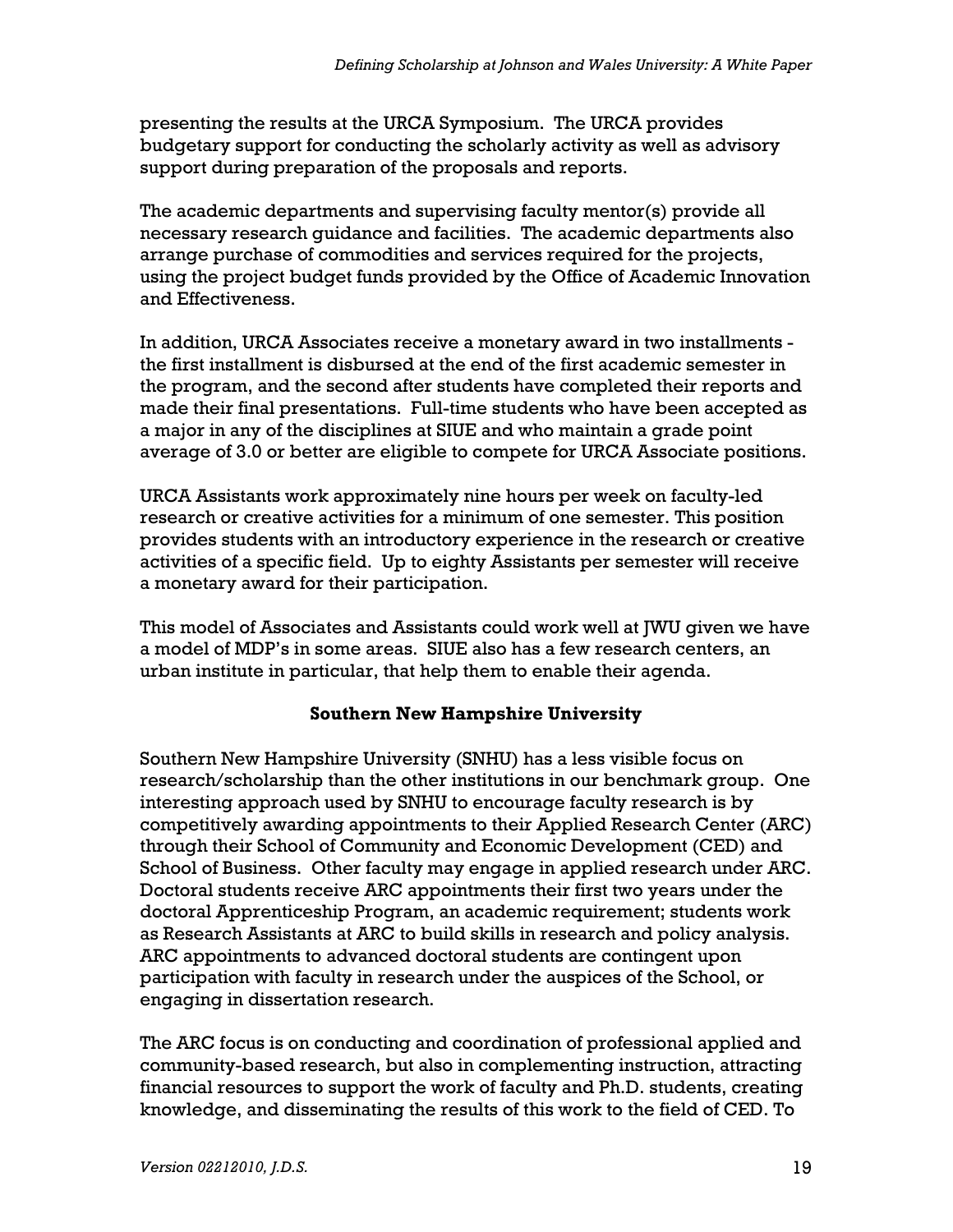presenting the results at the URCA Symposium. The URCA provides budgetary support for conducting the scholarly activity as well as advisory support during preparation of the proposals and reports.

The academic departments and supervising faculty mentor(s) provide all necessary research guidance and facilities. The academic departments also arrange purchase of commodities and services required for the projects, using the project budget funds provided by the Office of Academic Innovation and Effectiveness.

In addition, URCA Associates receive a monetary award in two installments - the first installment is disbursed at the end of the first academic semester in the program, and the second after students have completed their reports and made their final presentations. Full-time students who have been accepted as a major in any of the disciplines at SIUE and who maintain a grade point average of 3.0 or better are eligible to compete for URCA Associate positions.

URCA Assistants work approximately nine hours per week on faculty-led research or creative activities for a minimum of one semester. This position provides students with an introductory experience in the research or creative activities of a specific field. Up to eighty Assistants per semester will receive a monetary award for their participation.

This model of Associates and Assistants could work well at JWU given we have a model of MDP's in some areas. SIUE also has a few research centers, an urban institute in particular, that help them to enable their agenda.

**Southern New Hampshire University**

Southern New Hampshire University (SNHU) has a less visible focus on research/scholarship than the other institutions in our benchmark group. One interesting approach used by SNHU to encourage faculty research is by competitively awarding appointments to their Applied Research Center (ARC) through their School of Community and Economic Development (CED) and School of Business. Other faculty may engage in applied research under ARC. Doctoral students receive ARC appointments their first two years under the doctoral Apprenticeship Program, an academic requirement; students work as Research Assistants at ARC to build skills in research and policy analysis. ARC appointments to advanced doctoral students are contingent upon participation with faculty in research under the auspices of the School, or engaging in dissertation research.

The ARC focus is on conducting and coordination of professional applied and community-based research, but also in complementing instruction, attracting financial resources to support the work of faculty and Ph.D. students, creating knowledge, and disseminating the results of this work to the field of CED. To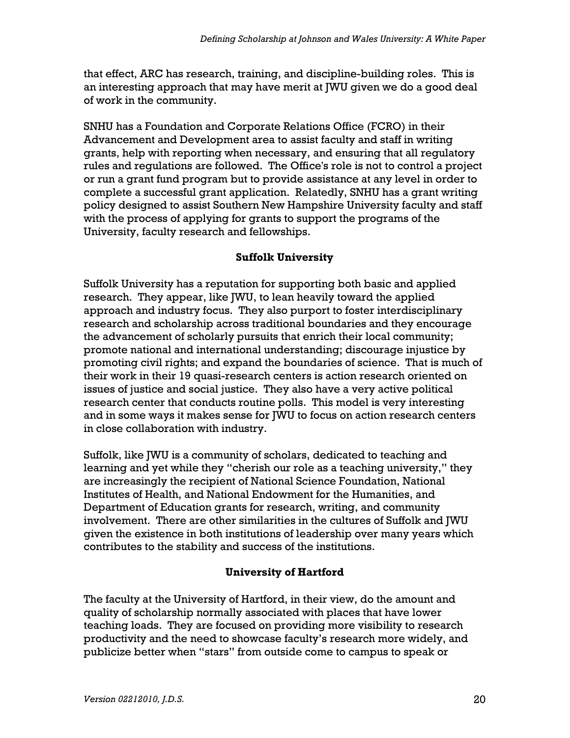that effect, ARC has research, training, and discipline-building roles. This is an interesting approach that may have merit at JWU given we do a good deal of work in the community.

SNHU has a Foundation and Corporate Relations Office (FCRO) in their Advancement and Development area to assist faculty and staff in writing grants, help with reporting when necessary, and ensuring that all regulatory rules and regulations are followed. The Office's role is not to control a project or run a grant fund program but to provide assistance at any level in order to complete a successful grant application. Relatedly, SNHU has a grant writing policy designed to assist Southern New Hampshire University faculty and staff with the process of applying for grants to support the programs of the University, faculty research and fellowships.

### Suffolk University

Suffolk University has a reputation for supporting both basic and applied research. They appear, like JWU, to lean heavily toward the applied approach and industry focus. They also purport to foster interdisciplinary research and scholarship across traditional boundaries and they encourage the advancement of scholarly pursuits that enrich their local community; promote national and international understanding; discourage injustice by promoting civil rights; and expand the boundaries of science. That is much of their work in their 19 quasi-research centers is action research oriented on issues of justice and social justice. They also have a very active political research center that conducts routine polls. This model is very interesting and in some ways it makes sense for JWU to focus on action research centers in close collaboration with industry.

Suffolk, like JWU is a community of scholars, dedicated to teaching and learning and yet while they "cherish our role as a teaching university," they are increasingly the recipient of National Science Foundation, National Institutes of Health, and National Endowment for the Humanities, and Department of Education grants for research, writing, and community involvement. There are other similarities in the cultures of Suffolk and JWU given the existence in both institutions of leadership over many years which contributes to the stability and success of the institutions.

### University of Hartford

The faculty at the University of Hartford, in their view, do the amount and quality of scholarship normally associated with places that have lower teaching loads. They are focused on providing more visibility to research productivity and the need to showcase faculty's research more widely, and publicize better when "stars" from outside come to campus to speak or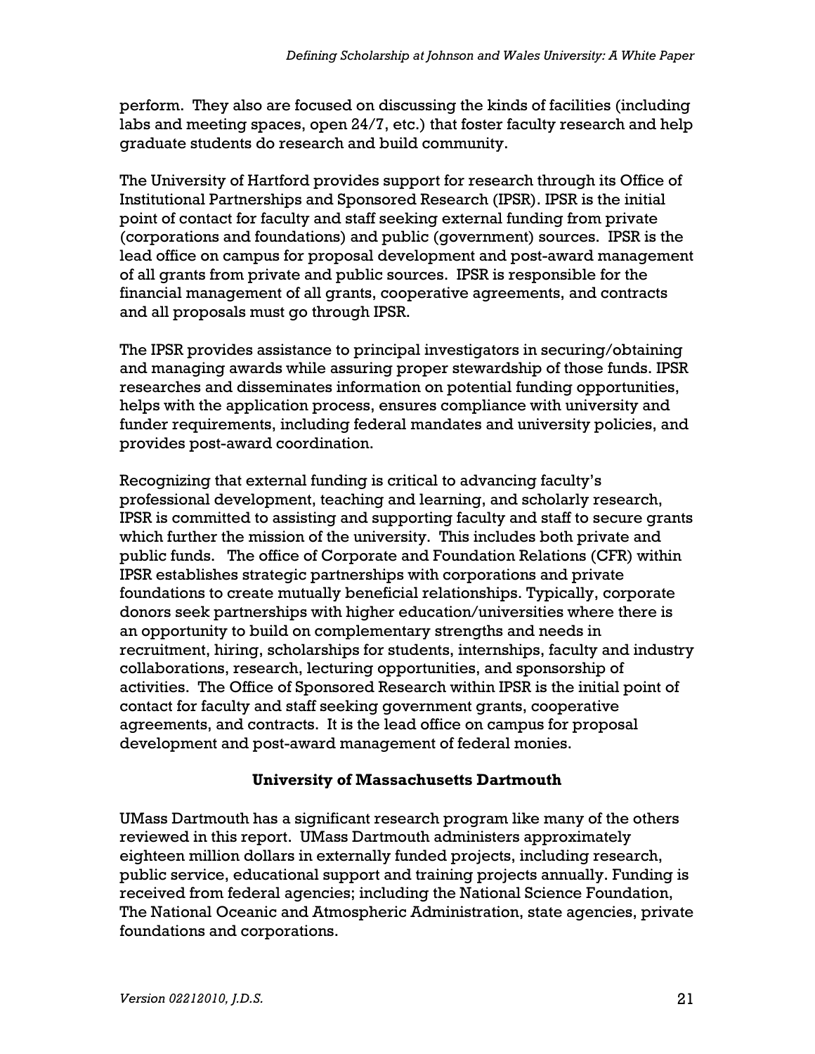perform. They also are focused on discussing the kinds of facilities (including labs and meeting spaces, open 24/7, etc.) that foster faculty research and help graduate students do research and build community.

The University of Hartford provides support for research through its Office of Institutional Partnerships and Sponsored Research (IPSR). IPSR is the initial point of contact for faculty and staff seeking external funding from private (corporations and foundations) and public (government) sources. IPSR is the lead office on campus for proposal development and post-award management of all grants from private and public sources. IPSR is responsible for the financial management of all grants, cooperative agreements, and contracts and all proposals must go through IPSR.

The IPSR provides assistance to principal investigators in securing/obtaining and managing awards while assuring proper stewardship of those funds. IPSR researches and disseminates information on potential funding opportunities, helps with the application process, ensures compliance with university and funder requirements, including federal mandates and university policies, and provides post-award coordination.

Recognizing that external funding is critical to advancing faculty's professional development, teaching and learning, and scholarly research, IPSR is committed to assisting and supporting faculty and staff to secure grants which further the mission of the university. This includes both private and public funds. The office of Corporate and Foundation Relations (CFR) within IPSR establishes strategic partnerships with corporations and private foundations to create mutually beneficial relationships. Typically, corporate donors seek partnerships with higher education/universities where there is an opportunity to build on complementary strengths and needs in recruitment, hiring, scholarships for students, internships, faculty and industry collaborations, research, lecturing opportunities, and sponsorship of activities. The Office of Sponsored Research within IPSR is the initial point of contact for faculty and staff seeking government grants, cooperative agreements, and contracts. It is the lead office on campus for proposal development and post-award management of federal monies.

## University of Massachusetts Dartmouth

UMass Dartmouth has a significant research program like many of the others reviewed in this report. UMass Dartmouth administers approximately eighteen million dollars in externally funded projects, including research, public service, educational support and training projects annually. Funding is received from federal agencies; including the National Science Foundation, The National Oceanic and Atmospheric Administration, state agencies, private foundations and corporations.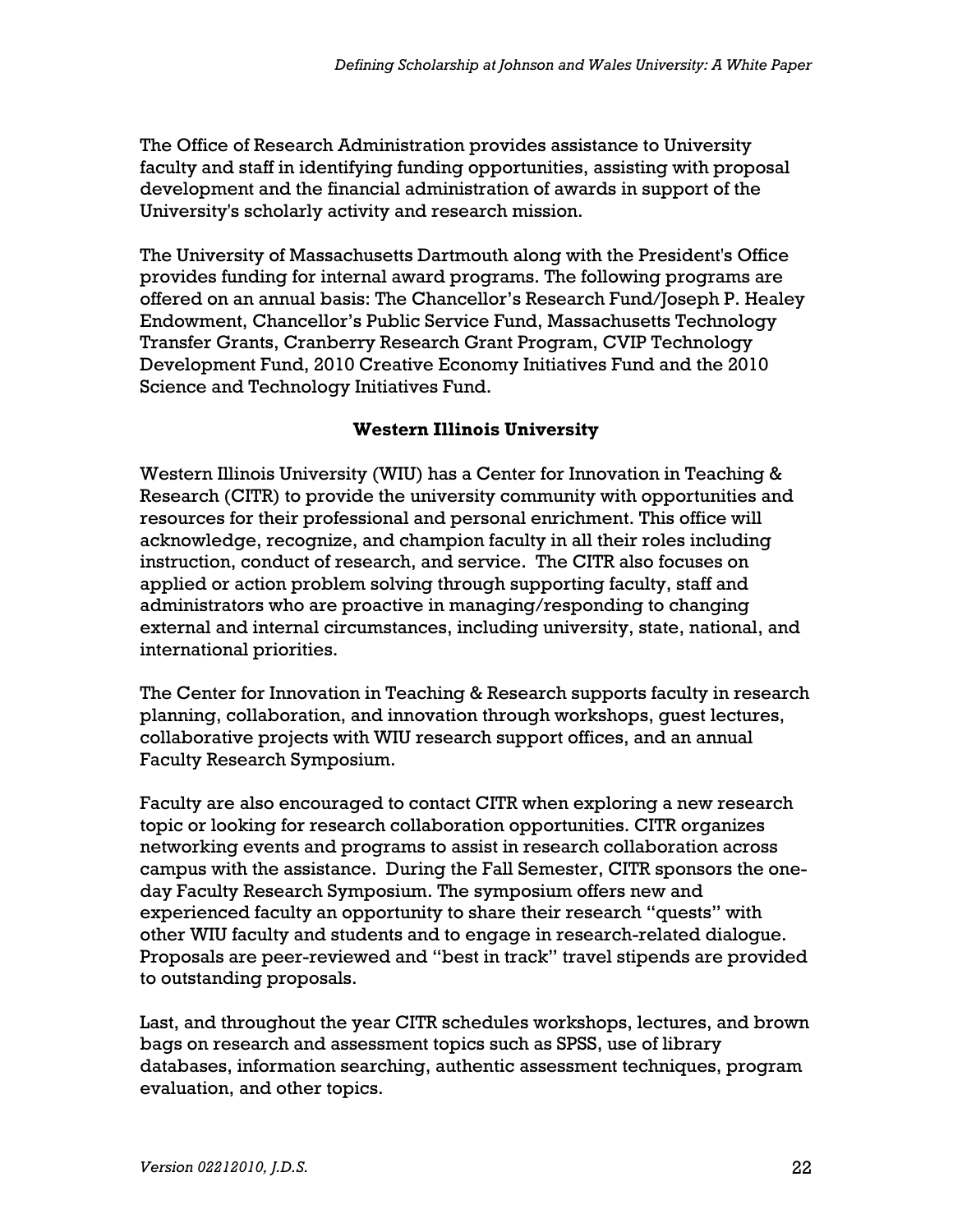The Office of Research Administration provides assistance to University faculty and staff in identifying funding opportunities, assisting with proposal development and the financial administration of awards in support of the University's scholarly activity and research mission.

The University of Massachusetts Dartmouth along with the President's Office provides funding for internal award programs. The following programs are offered on an annual basis: The Chancellor's Research Fund/Joseph P. Healey Endowment, Chancellor's Public Service Fund, Massachusetts Technology Transfer Grants, Cranberry Research Grant Program, CVIP Technology Development Fund, 2010 Creative Economy Initiatives Fund and the 2010 Science and Technology Initiatives Fund.

### Western Illinois University

Western Illinois University (WIU) has a Center for Innovation in Teaching & Research (CITR) to provide the university community with opportunities and resources for their professional and personal enrichment. This office will acknowledge, recognize, and champion faculty in all their roles including instruction, conduct of research, and service. The CITR also focuses on applied or action problem solving through supporting faculty, staff and administrators who are proactive in managing/responding to changing external and internal circumstances, including university, state, national, and international priorities.

The Center for Innovation in Teaching & Research supports faculty in research planning, collaboration, and innovation through workshops, guest lectures, collaborative projects with WIU research support offices, and an annual Faculty Research Symposium.

Faculty are also encouraged to contact CITR when exploring a new research topic or looking for research collaboration opportunities. CITR organizes networking events and programs to assist in research collaboration across campus with the assistance. During the Fall Semester, CITR sponsors the one-day Faculty Research Symposium. The symposium offers new and experienced faculty an opportunity to share their research "quests" with other WIU faculty and students and to engage in research-related dialogue. Proposals are peer-reviewed and "best in track" travel stipends are provided to outstanding proposals.

Last, and throughout the year CITR schedules workshops, lectures, and brown bags on research and assessment topics such as SPSS, use of library databases, information searching, authentic assessment techniques, program evaluation, and other topics.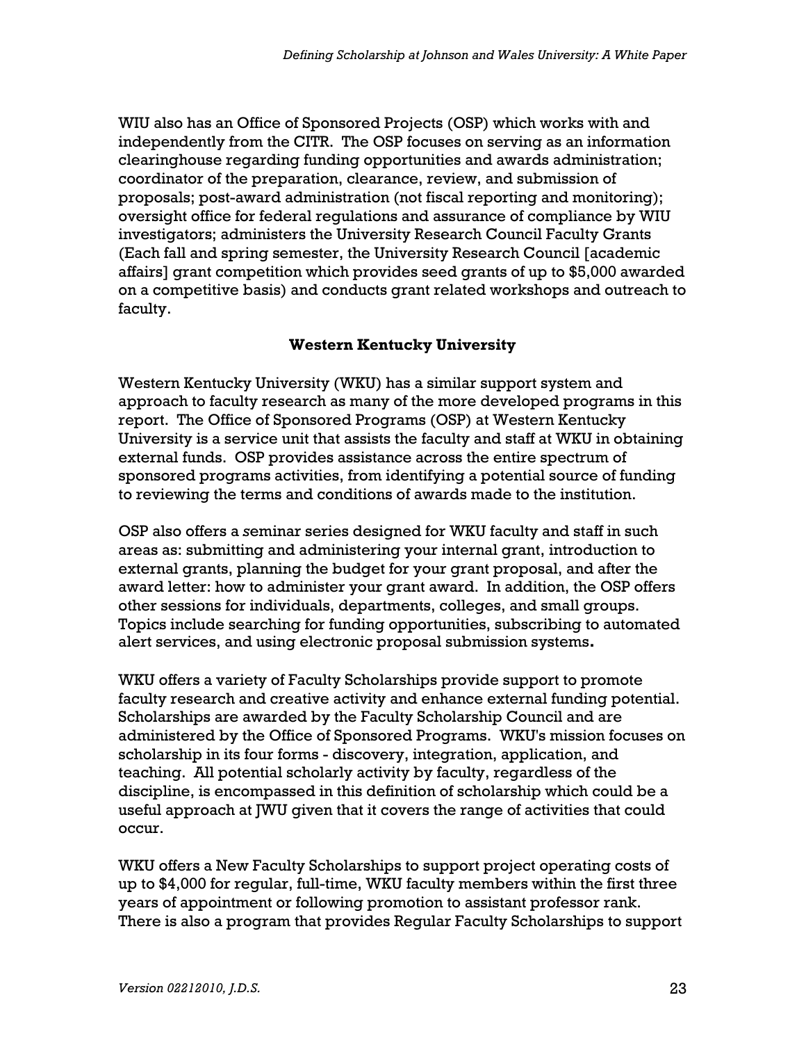WIU also has an Office of Sponsored Projects (OSP) which works with and independently from the CITR. The OSP focuses on serving as an information clearinghouse regarding funding opportunities and awards administration; coordinator of the preparation, clearance, review, and submission of proposals; post-award administration (not fiscal reporting and monitoring); oversight office for federal regulations and assurance of compliance by WIU investigators; administers the University Research Council Faculty Grants (Each fall and spring semester, the University Research Council [academic affairs] grant competition which provides seed grants of up to $5,000 awarded on a competitive basis) and conducts grant related workshops and outreach to faculty.

### Western Kentucky University

Western Kentucky University (WKU) has a similar support system and approach to faculty research as many of the more developed programs in this report. The Office of Sponsored Programs (OSP) at Western Kentucky University is a service unit that assists the faculty and staff at WKU in obtaining external funds. OSP provides assistance across the entire spectrum of sponsored programs activities, from identifying a potential source of funding to reviewing the terms and conditions of awards made to the institution.

OSP also offers a *s*eminar series designed for WKU faculty and staff in such areas as: submitting and administering your internal grant, introduction to external grants, planning the budget for your grant proposal, and after the award letter: how to administer your grant award. In addition, the OSP offers other sessions for individuals, departments, colleges, and small groups. Topics include searching for funding opportunities, subscribing to automated alert services, and using electronic proposal submission systems**.**

WKU offers a variety of Faculty Scholarships provide support to promote faculty research and creative activity and enhance external funding potential. Scholarships are awarded by the Faculty Scholarship Council and are administered by the Office of Sponsored Programs. WKU's mission focuses on scholarship in its four forms - discovery, integration, application, and teaching. All potential scholarly activity by faculty, regardless of the discipline, is encompassed in this definition of scholarship which could be a useful approach at JWU given that it covers the range of activities that could occur.

WKU offers a New Faculty Scholarships to support project operating costs of up to $4,000 for regular, full-time, WKU faculty members within the first three years of appointment or following promotion to assistant professor rank. There is also a program that provides Regular Faculty Scholarships to support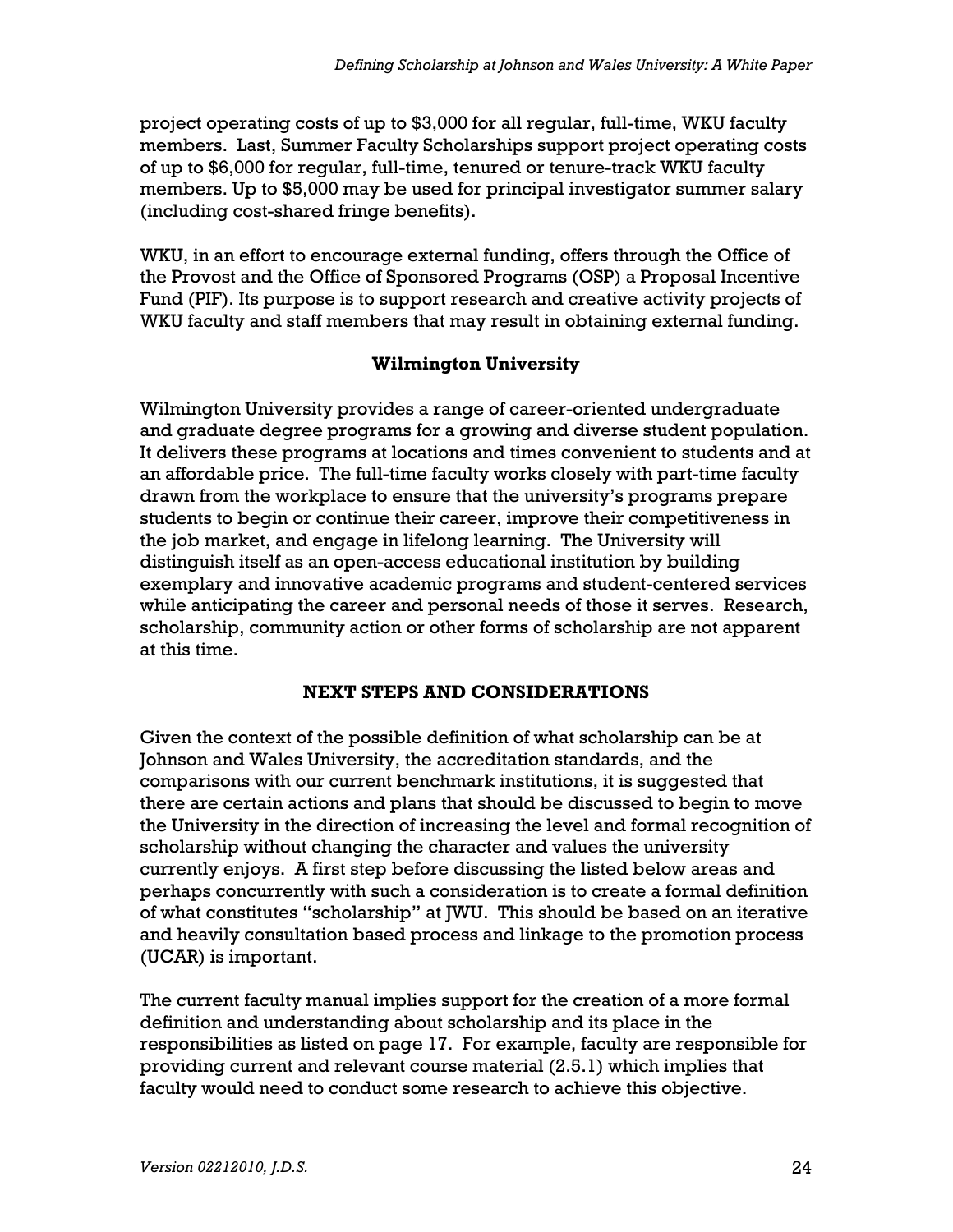project operating costs of up to $3,000 for all regular, full-time, WKU faculty members. Last, Summer Faculty Scholarships support project operating costs of up to $6,000 for regular, full-time, tenured or tenure-track WKU faculty members. Up to $5,000 may be used for principal investigator summer salary (including cost-shared fringe benefits).

WKU, in an effort to encourage external funding, offers through the Office of the Provost and the Office of Sponsored Programs (OSP) a Proposal Incentive Fund (PIF). Its purpose is to support research and creative activity projects of WKU faculty and staff members that may result in obtaining external funding.

### Wilmington University

Wilmington University provides a range of career-oriented undergraduate and graduate degree programs for a growing and diverse student population. It delivers these programs at locations and times convenient to students and at an affordable price. The full-time faculty works closely with part-time faculty drawn from the workplace to ensure that the university's programs prepare students to begin or continue their career, improve their competitiveness in the job market, and engage in lifelong learning. The University will distinguish itself as an open-access educational institution by building exemplary and innovative academic programs and student-centered services while anticipating the career and personal needs of those it serves. Research, scholarship, community action or other forms of scholarship are not apparent at this time.

## NEXT STEPS AND CONSIDERATIONS

Given the context of the possible definition of what scholarship can be at Johnson and Wales University, the accreditation standards, and the comparisons with our current benchmark institutions, it is suggested that there are certain actions and plans that should be discussed to begin to move the University in the direction of increasing the level and formal recognition of scholarship without changing the character and values the university currently enjoys. A first step before discussing the listed below areas and perhaps concurrently with such a consideration is to create a formal definition of what constitutes "scholarship" at JWU. This should be based on an iterative and heavily consultation based process and linkage to the promotion process (UCAR) is important.

The current faculty manual implies support for the creation of a more formal definition and understanding about scholarship and its place in the responsibilities as listed on page 17. For example, faculty are responsible for providing current and relevant course material (2.5.1) which implies that faculty would need to conduct some research to achieve this objective.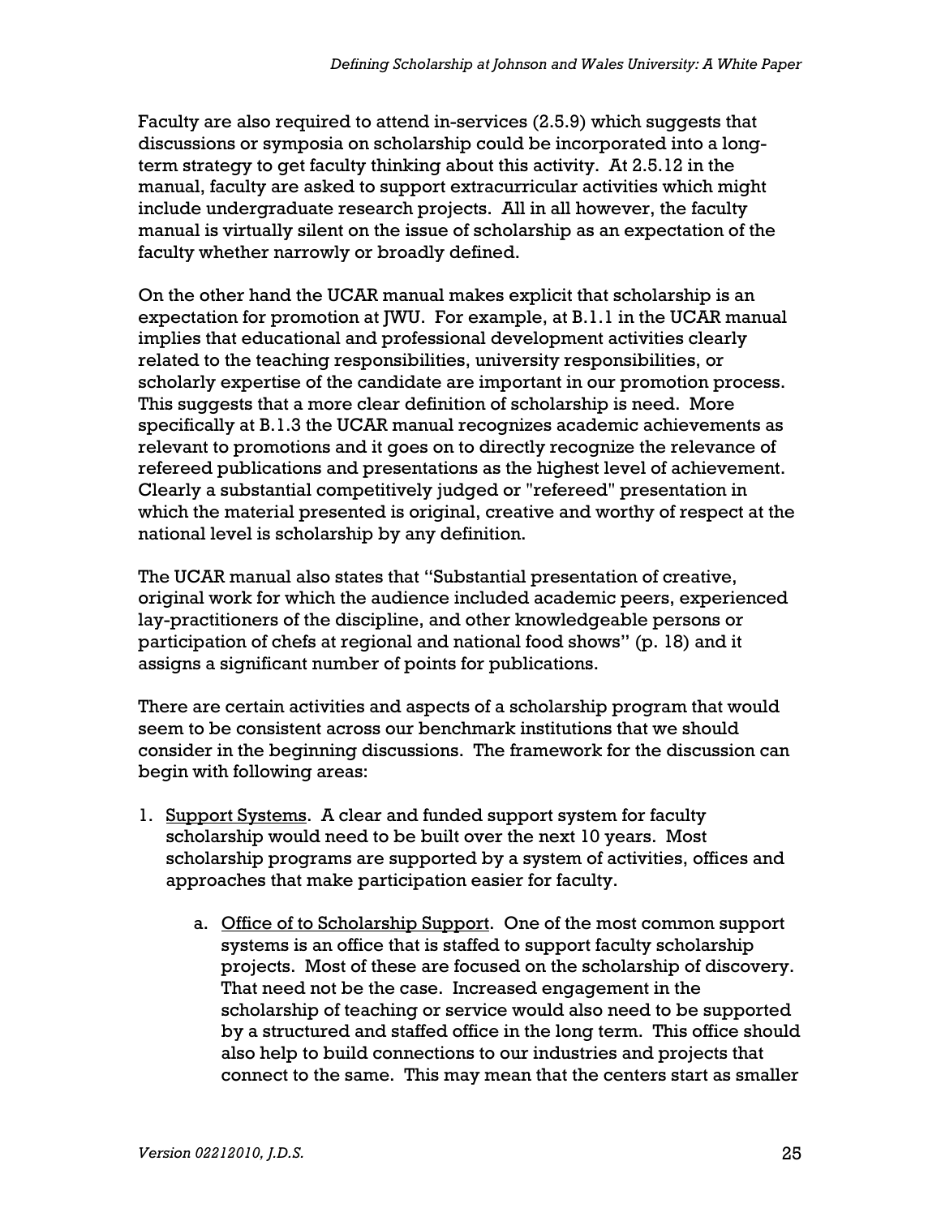Faculty are also required to attend in-services (2.5.9) which suggests that discussions or symposia on scholarship could be incorporated into a long-term strategy to get faculty thinking about this activity. At 2.5.12 in the manual, faculty are asked to support extracurricular activities which might include undergraduate research projects. All in all however, the faculty manual is virtually silent on the issue of scholarship as an expectation of the faculty whether narrowly or broadly defined.

On the other hand the UCAR manual makes explicit that scholarship is an expectation for promotion at JWU. For example, at B.1.1 in the UCAR manual implies that educational and professional development activities clearly related to the teaching responsibilities, university responsibilities, or scholarly expertise of the candidate are important in our promotion process. This suggests that a more clear definition of scholarship is need. More specifically at B.1.3 the UCAR manual recognizes academic achievements as relevant to promotions and it goes on to directly recognize the relevance of refereed publications and presentations as the highest level of achievement. Clearly a substantial competitively judged or "refereed" presentation in which the material presented is original, creative and worthy of respect at the national level is scholarship by any definition.

The UCAR manual also states that "Substantial presentation of creative, original work for which the audience included academic peers, experienced lay-practitioners of the discipline, and other knowledgeable persons or participation of chefs at regional and national food shows" (p. 18) and it assigns a significant number of points for publications.

There are certain activities and aspects of a scholarship program that would seem to be consistent across our benchmark institutions that we should consider in the beginning discussions. The framework for the discussion can begin with following areas:

1. <u>Support Systems</u>. A clear and funded support system for faculty scholarship would need to be built over the next 10 years. Most scholarship programs are supported by a system of activities, offices and approaches that make participation easier for faculty.

   a. <u>Office of to Scholarship Support</u>. One of the most common support systems is an office that is staffed to support faculty scholarship projects. Most of these are focused on the scholarship of discovery. That need not be the case. Increased engagement in the scholarship of teaching or service would also need to be supported by a structured and staffed office in the long term. This office should also help to build connections to our industries and projects that connect to the same. This may mean that the centers start as smaller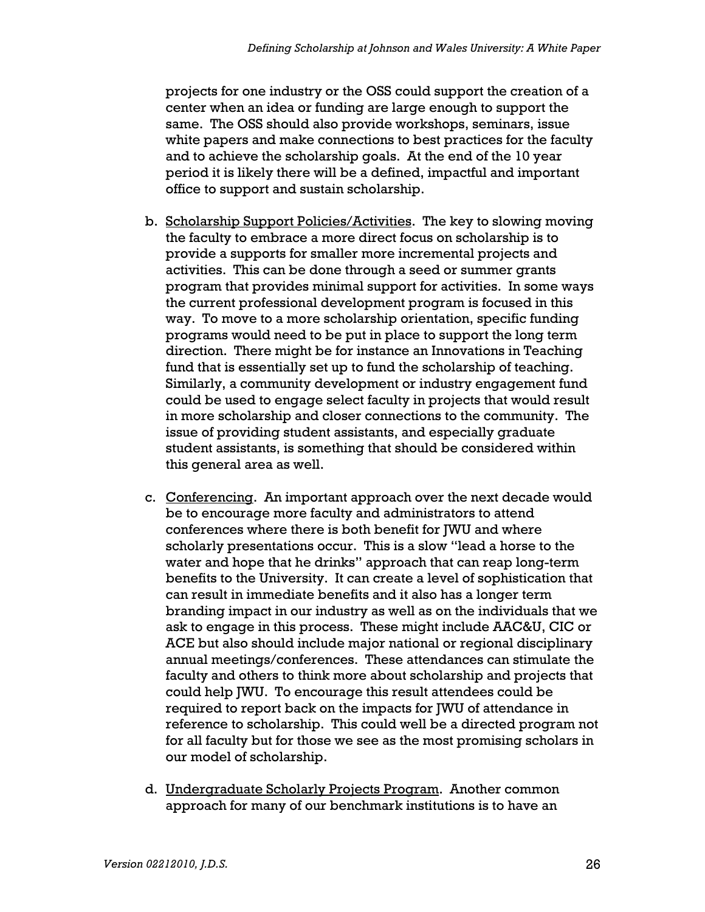projects for one industry or the OSS could support the creation of a center when an idea or funding are large enough to support the same. The OSS should also provide workshops, seminars, issue white papers and make connections to best practices for the faculty and to achieve the scholarship goals. At the end of the 10 year period it is likely there will be a defined, impactful and important office to support and sustain scholarship.

b. Scholarship Support Policies/Activities. The key to slowing moving the faculty to embrace a more direct focus on scholarship is to provide a supports for smaller more incremental projects and activities. This can be done through a seed or summer grants program that provides minimal support for activities. In some ways the current professional development program is focused in this way. To move to a more scholarship orientation, specific funding programs would need to be put in place to support the long term direction. There might be for instance an Innovations in Teaching fund that is essentially set up to fund the scholarship of teaching. Similarly, a community development or industry engagement fund could be used to engage select faculty in projects that would result in more scholarship and closer connections to the community. The issue of providing student assistants, and especially graduate student assistants, is something that should be considered within this general area as well.

c. Conferencing. An important approach over the next decade would be to encourage more faculty and administrators to attend conferences where there is both benefit for JWU and where scholarly presentations occur. This is a slow "lead a horse to the water and hope that he drinks" approach that can reap long-term benefits to the University. It can create a level of sophistication that can result in immediate benefits and it also has a longer term branding impact in our industry as well as on the individuals that we ask to engage in this process. These might include AAC&U, CIC or ACE but also should include major national or regional disciplinary annual meetings/conferences. These attendances can stimulate the faculty and others to think more about scholarship and projects that could help JWU. To encourage this result attendees could be required to report back on the impacts for JWU of attendance in reference to scholarship. This could well be a directed program not for all faculty but for those we see as the most promising scholars in our model of scholarship.

d. Undergraduate Scholarly Projects Program. Another common approach for many of our benchmark institutions is to have an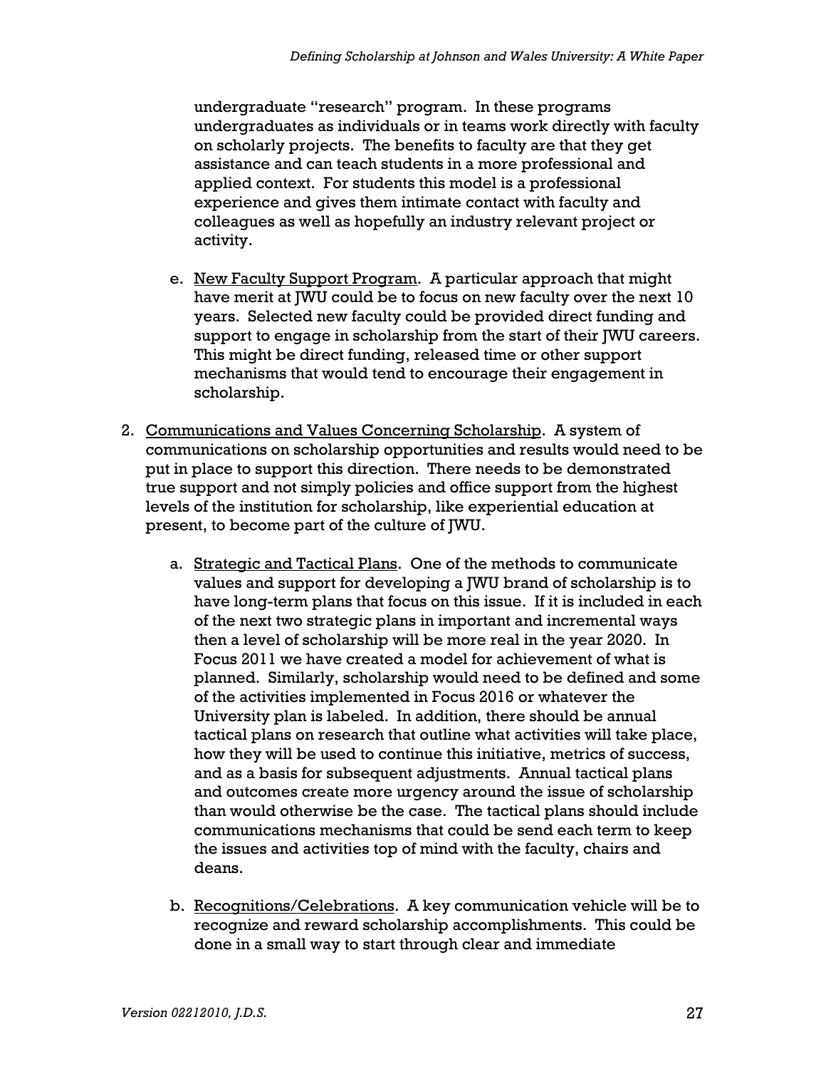undergraduate "research" program. In these programs undergraduates as individuals or in teams work directly with faculty on scholarly projects. The benefits to faculty are that they get assistance and can teach students in a more professional and applied context. For students this model is a professional experience and gives them intimate contact with faculty and colleagues as well as hopefully an industry relevant project or activity.

e. <u>New Faculty Support Program</u>. A particular approach that might have merit at JWU could be to focus on new faculty over the next 10 years. Selected new faculty could be provided direct funding and support to engage in scholarship from the start of their JWU careers. This might be direct funding, released time or other support mechanisms that would tend to encourage their engagement in scholarship.

2. <u>Communications and Values Concerning Scholarship</u>. A system of communications on scholarship opportunities and results would need to be put in place to support this direction. There needs to be demonstrated true support and not simply policies and office support from the highest levels of the institution for scholarship, like experiential education at present, to become part of the culture of JWU.

   a. <u>Strategic and Tactical Plans</u>. One of the methods to communicate values and support for developing a JWU brand of scholarship is to have long-term plans that focus on this issue. If it is included in each of the next two strategic plans in important and incremental ways then a level of scholarship will be more real in the year 2020. In Focus 2011 we have created a model for achievement of what is planned. Similarly, scholarship would need to be defined and some of the activities implemented in Focus 2016 or whatever the University plan is labeled. In addition, there should be annual tactical plans on research that outline what activities will take place, how they will be used to continue this initiative, metrics of success, and as a basis for subsequent adjustments. Annual tactical plans and outcomes create more urgency around the issue of scholarship than would otherwise be the case. The tactical plans should include communications mechanisms that could be send each term to keep the issues and activities top of mind with the faculty, chairs and deans.

   b. <u>Recognitions/Celebrations</u>. A key communication vehicle will be to recognize and reward scholarship accomplishments. This could be done in a small way to start through clear and immediate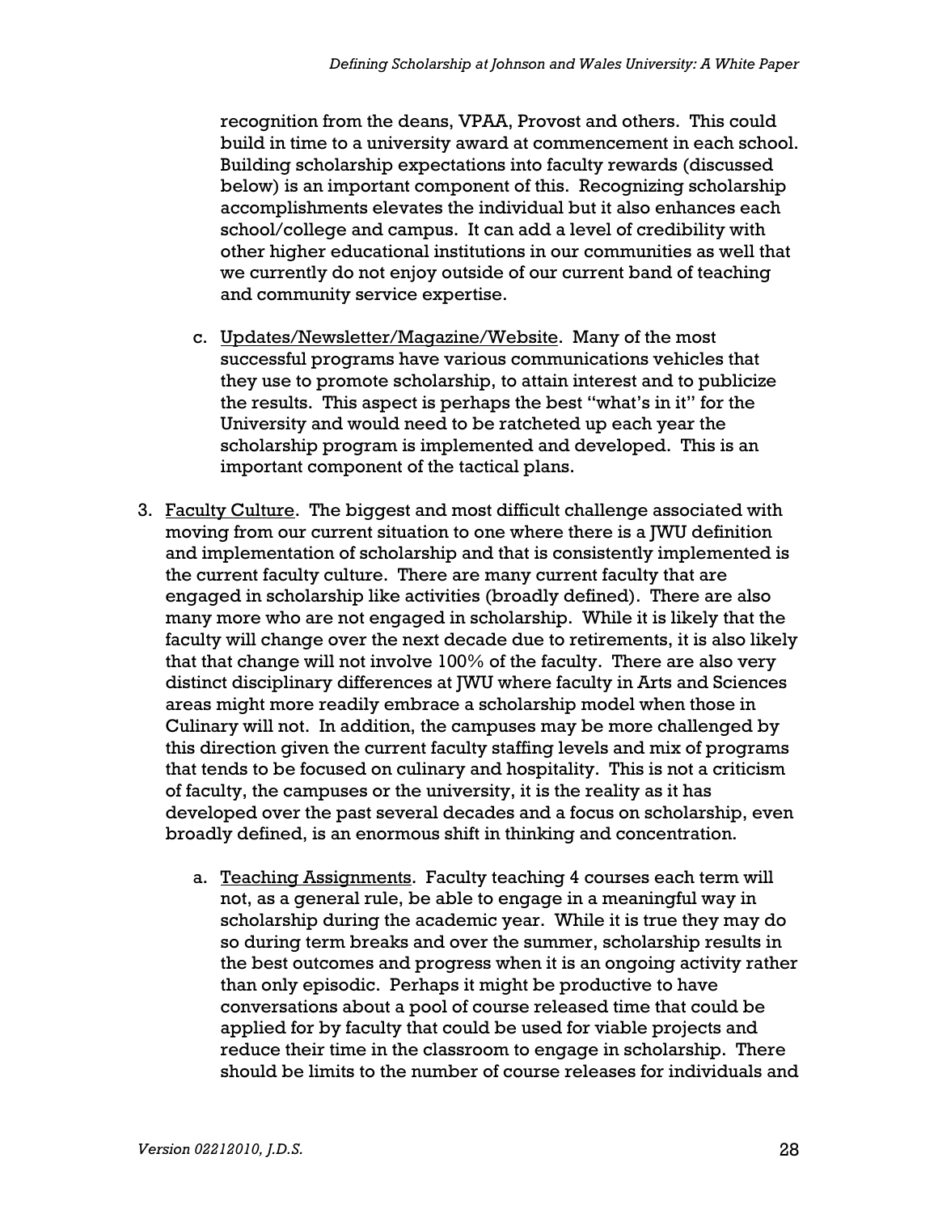recognition from the deans, VPAA, Provost and others. This could build in time to a university award at commencement in each school. Building scholarship expectations into faculty rewards (discussed below) is an important component of this. Recognizing scholarship accomplishments elevates the individual but it also enhances each school/college and campus. It can add a level of credibility with other higher educational institutions in our communities as well that we currently do not enjoy outside of our current band of teaching and community service expertise.

   c. Updates/Newsletter/Magazine/Website. Many of the most successful programs have various communications vehicles that they use to promote scholarship, to attain interest and to publicize the results. This aspect is perhaps the best "what's in it" for the University and would need to be ratcheted up each year the scholarship program is implemented and developed. This is an important component of the tactical plans.

3. Faculty Culture. The biggest and most difficult challenge associated with moving from our current situation to one where there is a JWU definition and implementation of scholarship and that is consistently implemented is the current faculty culture. There are many current faculty that are engaged in scholarship like activities (broadly defined). There are also many more who are not engaged in scholarship. While it is likely that the faculty will change over the next decade due to retirements, it is also likely that that change will not involve 100% of the faculty. There are also very distinct disciplinary differences at JWU where faculty in Arts and Sciences areas might more readily embrace a scholarship model when those in Culinary will not. In addition, the campuses may be more challenged by this direction given the current faculty staffing levels and mix of programs that tends to be focused on culinary and hospitality. This is not a criticism of faculty, the campuses or the university, it is the reality as it has developed over the past several decades and a focus on scholarship, even broadly defined, is an enormous shift in thinking and concentration.

   a. Teaching Assignments. Faculty teaching 4 courses each term will not, as a general rule, be able to engage in a meaningful way in scholarship during the academic year. While it is true they may do so during term breaks and over the summer, scholarship results in the best outcomes and progress when it is an ongoing activity rather than only episodic. Perhaps it might be productive to have conversations about a pool of course released time that could be applied for by faculty that could be used for viable projects and reduce their time in the classroom to engage in scholarship. There should be limits to the number of course releases for individuals and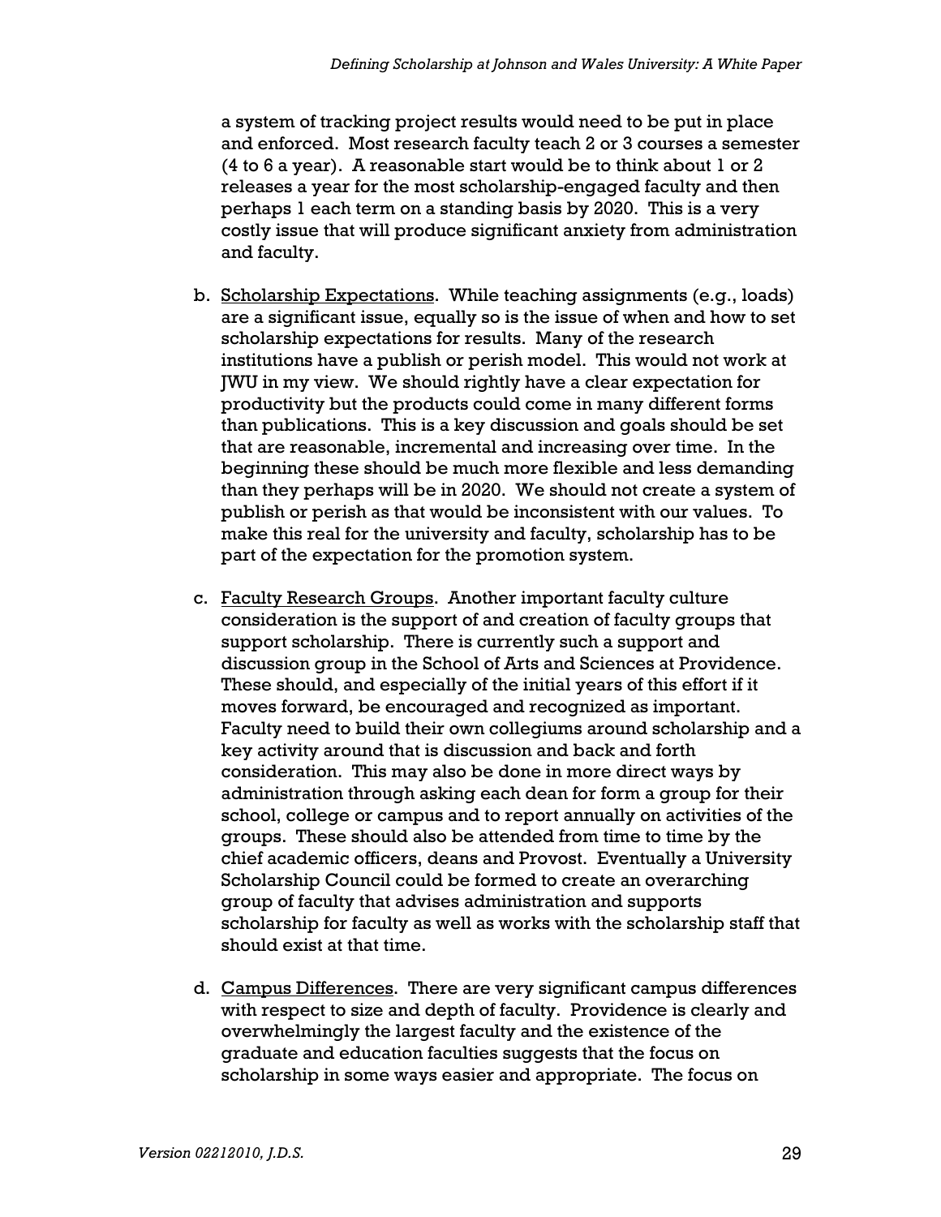a system of tracking project results would need to be put in place and enforced. Most research faculty teach 2 or 3 courses a semester (4 to 6 a year). A reasonable start would be to think about 1 or 2 releases a year for the most scholarship-engaged faculty and then perhaps 1 each term on a standing basis by 2020. This is a very costly issue that will produce significant anxiety from administration and faculty.

b. <u>Scholarship Expectations</u>. While teaching assignments (e.g., loads) are a significant issue, equally so is the issue of when and how to set scholarship expectations for results. Many of the research institutions have a publish or perish model. This would not work at JWU in my view. We should rightly have a clear expectation for productivity but the products could come in many different forms than publications. This is a key discussion and goals should be set that are reasonable, incremental and increasing over time. In the beginning these should be much more flexible and less demanding than they perhaps will be in 2020. We should not create a system of publish or perish as that would be inconsistent with our values. To make this real for the university and faculty, scholarship has to be part of the expectation for the promotion system.

c. <u>Faculty Research Groups</u>. Another important faculty culture consideration is the support of and creation of faculty groups that support scholarship. There is currently such a support and discussion group in the School of Arts and Sciences at Providence. These should, and especially of the initial years of this effort if it moves forward, be encouraged and recognized as important. Faculty need to build their own collegiums around scholarship and a key activity around that is discussion and back and forth consideration. This may also be done in more direct ways by administration through asking each dean for form a group for their school, college or campus and to report annually on activities of the groups. These should also be attended from time to time by the chief academic officers, deans and Provost. Eventually a University Scholarship Council could be formed to create an overarching group of faculty that advises administration and supports scholarship for faculty as well as works with the scholarship staff that should exist at that time.

d. <u>Campus Differences</u>. There are very significant campus differences with respect to size and depth of faculty. Providence is clearly and overwhelmingly the largest faculty and the existence of the graduate and education faculties suggests that the focus on scholarship in some ways easier and appropriate. The focus on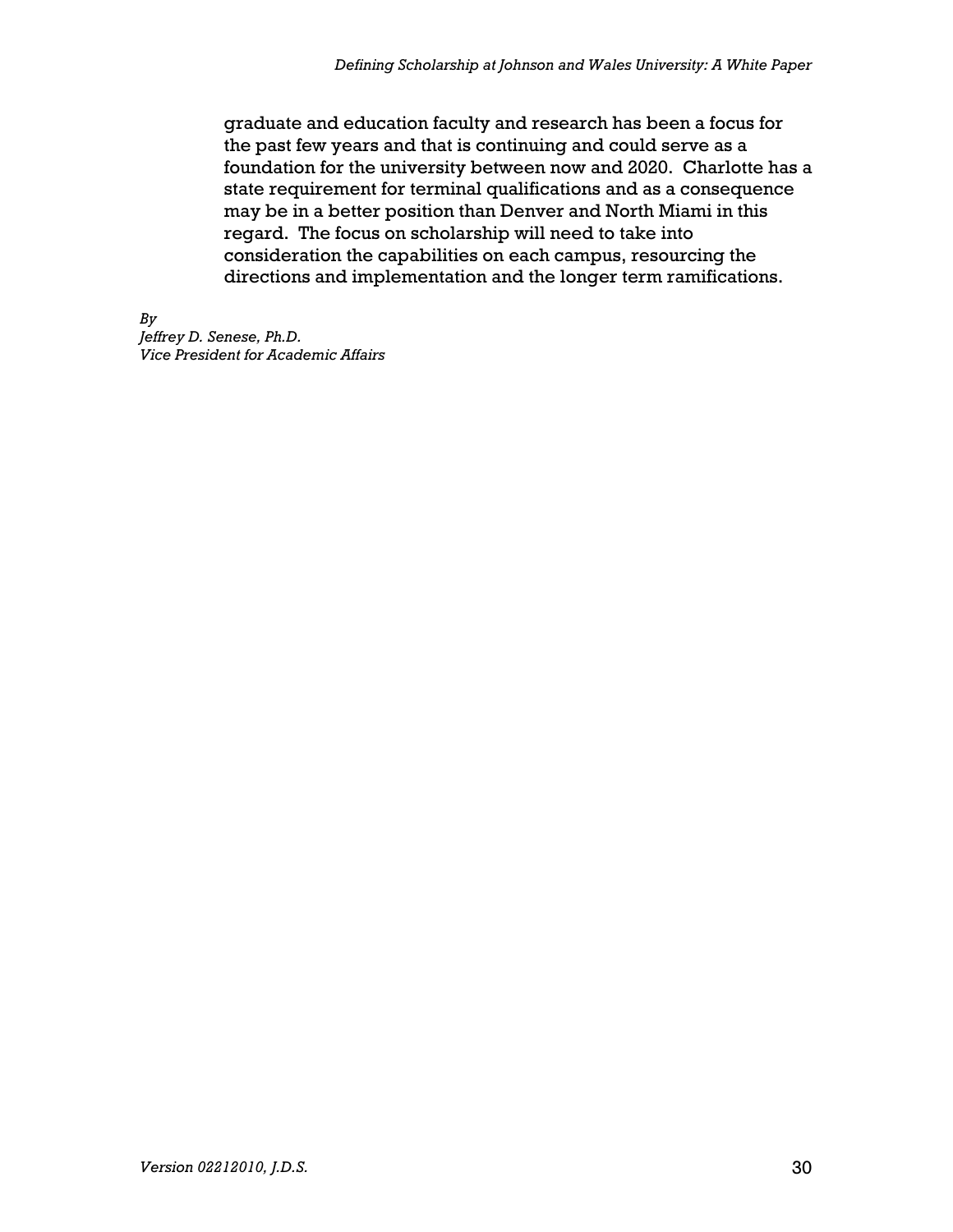graduate and education faculty and research has been a focus for the past few years and that is continuing and could serve as a foundation for the university between now and 2020. Charlotte has a state requirement for terminal qualifications and as a consequence may be in a better position than Denver and North Miami in this regard. The focus on scholarship will need to take into consideration the capabilities on each campus, resourcing the directions and implementation and the longer term ramifications.

*By*
*Jeffrey D. Senese, Ph.D.*
*Vice President for Academic Affairs*